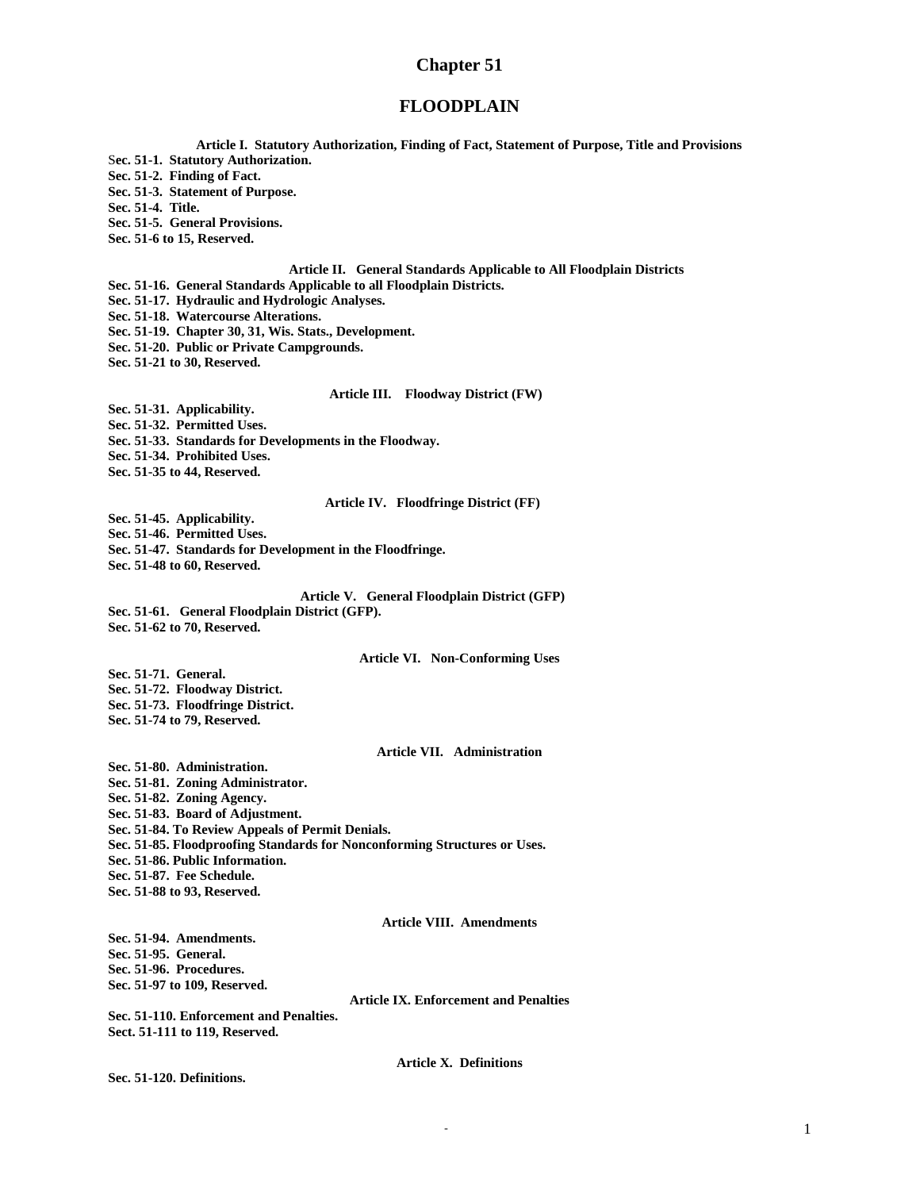# Chapter 51

## FLOODPLAIN

### Article I. Statutory Authorization, Finding of Fact, Statement of Purpose, Title and Provisions

**Sec. 51-1. Statutory Authorization.**
**Sec. 51-2. Finding of Fact.**
**Sec. 51-3. Statement of Purpose.**
**Sec. 51-4. Title.**
**Sec. 51-5. General Provisions.**
**Sec. 51-6 to 15, Reserved.**

### Article II. General Standards Applicable to All Floodplain Districts

**Sec. 51-16. General Standards Applicable to all Floodplain Districts.**
**Sec. 51-17. Hydraulic and Hydrologic Analyses.**
**Sec. 51-18. Watercourse Alterations.**
**Sec. 51-19. Chapter 30, 31, Wis. Stats., Development.**
**Sec. 51-20. Public or Private Campgrounds.**
**Sec. 51-21 to 30, Reserved.**

### Article III. Floodway District (FW)

**Sec. 51-31. Applicability.**
**Sec. 51-32. Permitted Uses.**
**Sec. 51-33. Standards for Developments in the Floodway.**
**Sec. 51-34. Prohibited Uses.**
**Sec. 51-35 to 44, Reserved.**

### Article IV. Floodfringe District (FF)

**Sec. 51-45. Applicability.**
**Sec. 51-46. Permitted Uses.**
**Sec. 51-47. Standards for Development in the Floodfringe.**
**Sec. 51-48 to 60, Reserved.**

### Article V. General Floodplain District (GFP)

**Sec. 51-61. General Floodplain District (GFP).**
**Sec. 51-62 to 70, Reserved.**

### Article VI. Non-Conforming Uses

**Sec. 51-71. General.**
**Sec. 51-72. Floodway District.**
**Sec. 51-73. Floodfringe District.**
**Sec. 51-74 to 79, Reserved.**

### Article VII. Administration

**Sec. 51-80. Administration.**
**Sec. 51-81. Zoning Administrator.**
**Sec. 51-82. Zoning Agency.**
**Sec. 51-83. Board of Adjustment.**
**Sec. 51-84. To Review Appeals of Permit Denials.**
**Sec. 51-85. Floodproofing Standards for Nonconforming Structures or Uses.**
**Sec. 51-86. Public Information.**
**Sec. 51-87. Fee Schedule.**
**Sec. 51-88 to 93, Reserved.**

### Article VIII. Amendments

**Sec. 51-94. Amendments.**
**Sec. 51-95. General.**
**Sec. 51-96. Procedures.**
**Sec. 51-97 to 109, Reserved.**

### Article IX. Enforcement and Penalties

**Sec. 51-110. Enforcement and Penalties.**
**Sect. 51-111 to 119, Reserved.**

### Article X. Definitions

**Sec. 51-120. Definitions.**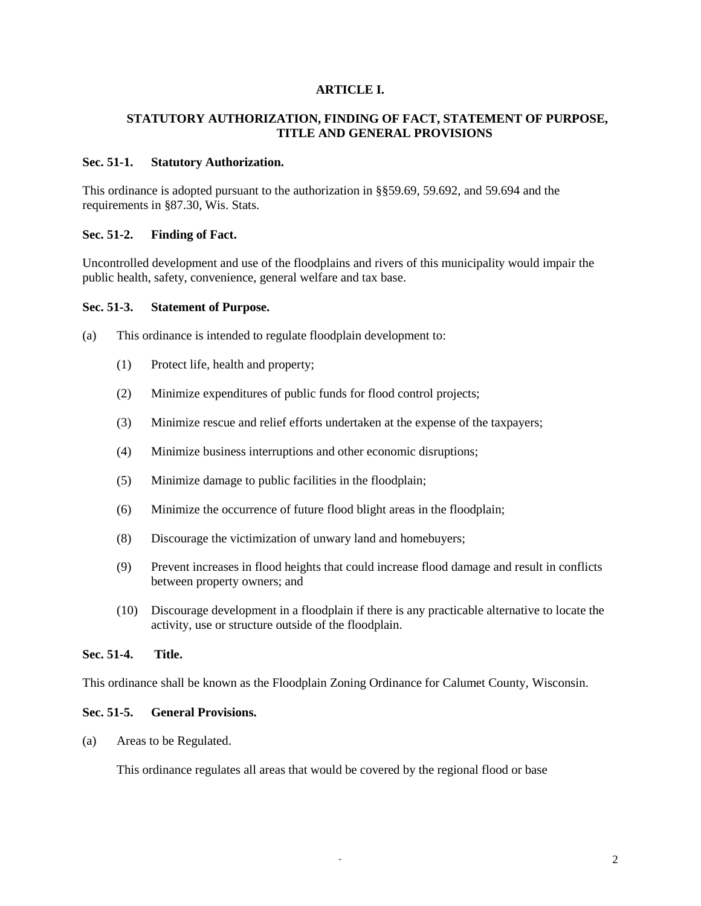# ARTICLE I.

## STATUTORY AUTHORIZATION, FINDING OF FACT, STATEMENT OF PURPOSE, TITLE AND GENERAL PROVISIONS

### Sec. 51-1. Statutory Authorization.

This ordinance is adopted pursuant to the authorization in §§59.69, 59.692, and 59.694 and the requirements in §87.30, Wis. Stats.

### Sec. 51-2. Finding of Fact.

Uncontrolled development and use of the floodplains and rivers of this municipality would impair the public health, safety, convenience, general welfare and tax base.

### Sec. 51-3. Statement of Purpose.

(a) This ordinance is intended to regulate floodplain development to:

- (1) Protect life, health and property;
- (2) Minimize expenditures of public funds for flood control projects;
- (3) Minimize rescue and relief efforts undertaken at the expense of the taxpayers;
- (4) Minimize business interruptions and other economic disruptions;
- (5) Minimize damage to public facilities in the floodplain;
- (6) Minimize the occurrence of future flood blight areas in the floodplain;
- (8) Discourage the victimization of unwary land and homebuyers;
- (9) Prevent increases in flood heights that could increase flood damage and result in conflicts between property owners; and
- (10) Discourage development in a floodplain if there is any practicable alternative to locate the activity, use or structure outside of the floodplain.

### Sec. 51-4. Title.

This ordinance shall be known as the Floodplain Zoning Ordinance for Calumet County, Wisconsin.

### Sec. 51-5. General Provisions.

(a) Areas to be Regulated.

This ordinance regulates all areas that would be covered by the regional flood or base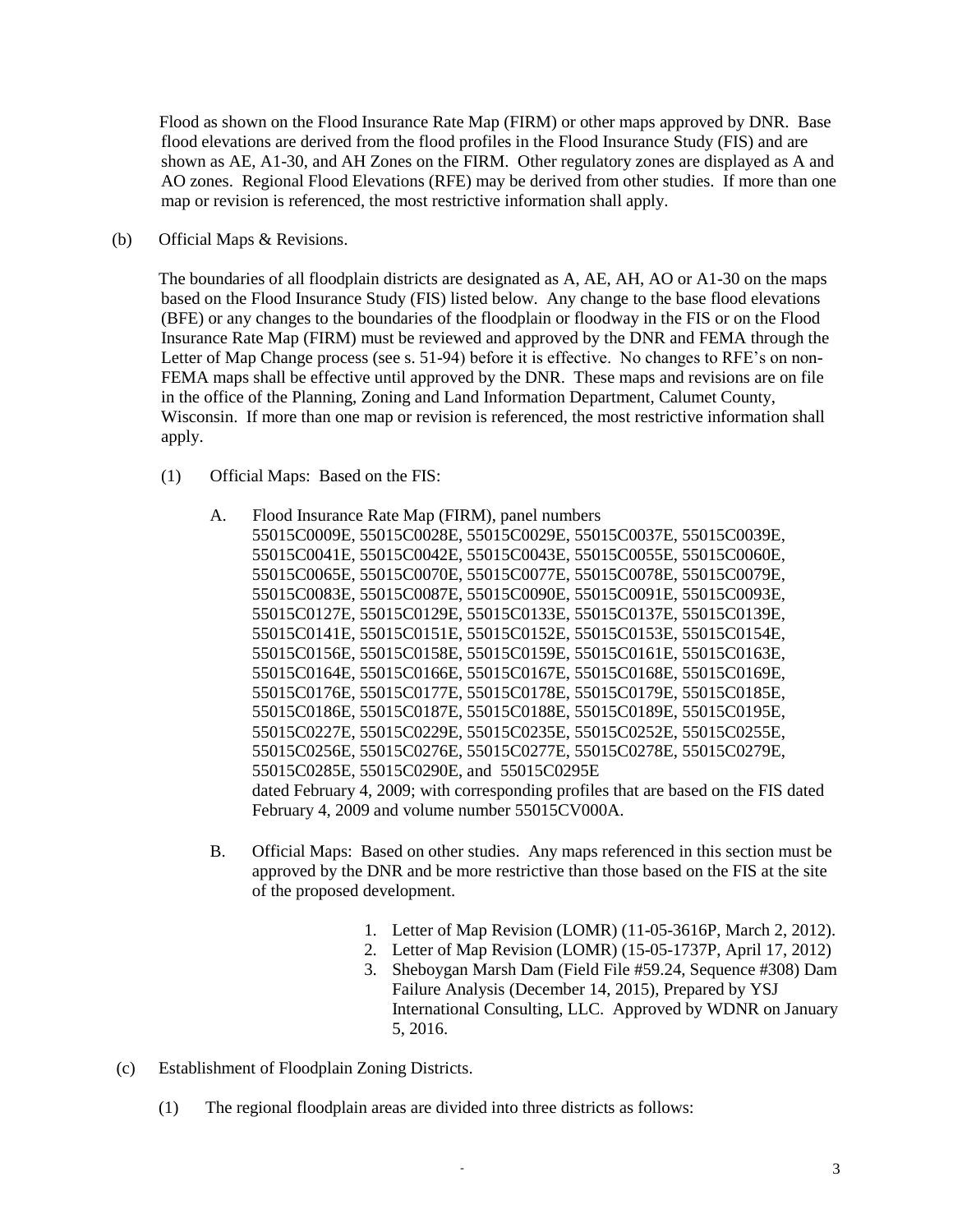Flood as shown on the Flood Insurance Rate Map (FIRM) or other maps approved by DNR. Base flood elevations are derived from the flood profiles in the Flood Insurance Study (FIS) and are shown as AE, A1-30, and AH Zones on the FIRM. Other regulatory zones are displayed as A and AO zones. Regional Flood Elevations (RFE) may be derived from other studies. If more than one map or revision is referenced, the most restrictive information shall apply.

(b) Official Maps & Revisions.

The boundaries of all floodplain districts are designated as A, AE, AH, AO or A1-30 on the maps based on the Flood Insurance Study (FIS) listed below. Any change to the base flood elevations (BFE) or any changes to the boundaries of the floodplain or floodway in the FIS or on the Flood Insurance Rate Map (FIRM) must be reviewed and approved by the DNR and FEMA through the Letter of Map Change process (see s. 51-94) before it is effective. No changes to RFE's on non-FEMA maps shall be effective until approved by the DNR. These maps and revisions are on file in the office of the Planning, Zoning and Land Information Department, Calumet County, Wisconsin. If more than one map or revision is referenced, the most restrictive information shall apply.

(1) Official Maps: Based on the FIS:

A. Flood Insurance Rate Map (FIRM), panel numbers 55015C0009E, 55015C0028E, 55015C0029E, 55015C0037E, 55015C0039E, 55015C0041E, 55015C0042E, 55015C0043E, 55015C0055E, 55015C0060E, 55015C0065E, 55015C0070E, 55015C0077E, 55015C0078E, 55015C0079E, 55015C0083E, 55015C0087E, 55015C0090E, 55015C0091E, 55015C0093E, 55015C0127E, 55015C0129E, 55015C0133E, 55015C0137E, 55015C0139E, 55015C0141E, 55015C0151E, 55015C0152E, 55015C0153E, 55015C0154E, 55015C0156E, 55015C0158E, 55015C0159E, 55015C0161E, 55015C0163E, 55015C0164E, 55015C0166E, 55015C0167E, 55015C0168E, 55015C0169E, 55015C0176E, 55015C0177E, 55015C0178E, 55015C0179E, 55015C0185E, 55015C0186E, 55015C0187E, 55015C0188E, 55015C0189E, 55015C0195E, 55015C0227E, 55015C0229E, 55015C0235E, 55015C0252E, 55015C0255E, 55015C0256E, 55015C0276E, 55015C0277E, 55015C0278E, 55015C0279E, 55015C0285E, 55015C0290E, and 55015C0295E dated February 4, 2009; with corresponding profiles that are based on the FIS dated February 4, 2009 and volume number 55015CV000A.

B. Official Maps: Based on other studies. Any maps referenced in this section must be approved by the DNR and be more restrictive than those based on the FIS at the site of the proposed development.

1. Letter of Map Revision (LOMR) (11-05-3616P, March 2, 2012).
2. Letter of Map Revision (LOMR) (15-05-1737P, April 17, 2012)
3. Sheboygan Marsh Dam (Field File #59.24, Sequence #308) Dam Failure Analysis (December 14, 2015), Prepared by YSJ International Consulting, LLC. Approved by WDNR on January 5, 2016.

(c) Establishment of Floodplain Zoning Districts.

(1) The regional floodplain areas are divided into three districts as follows: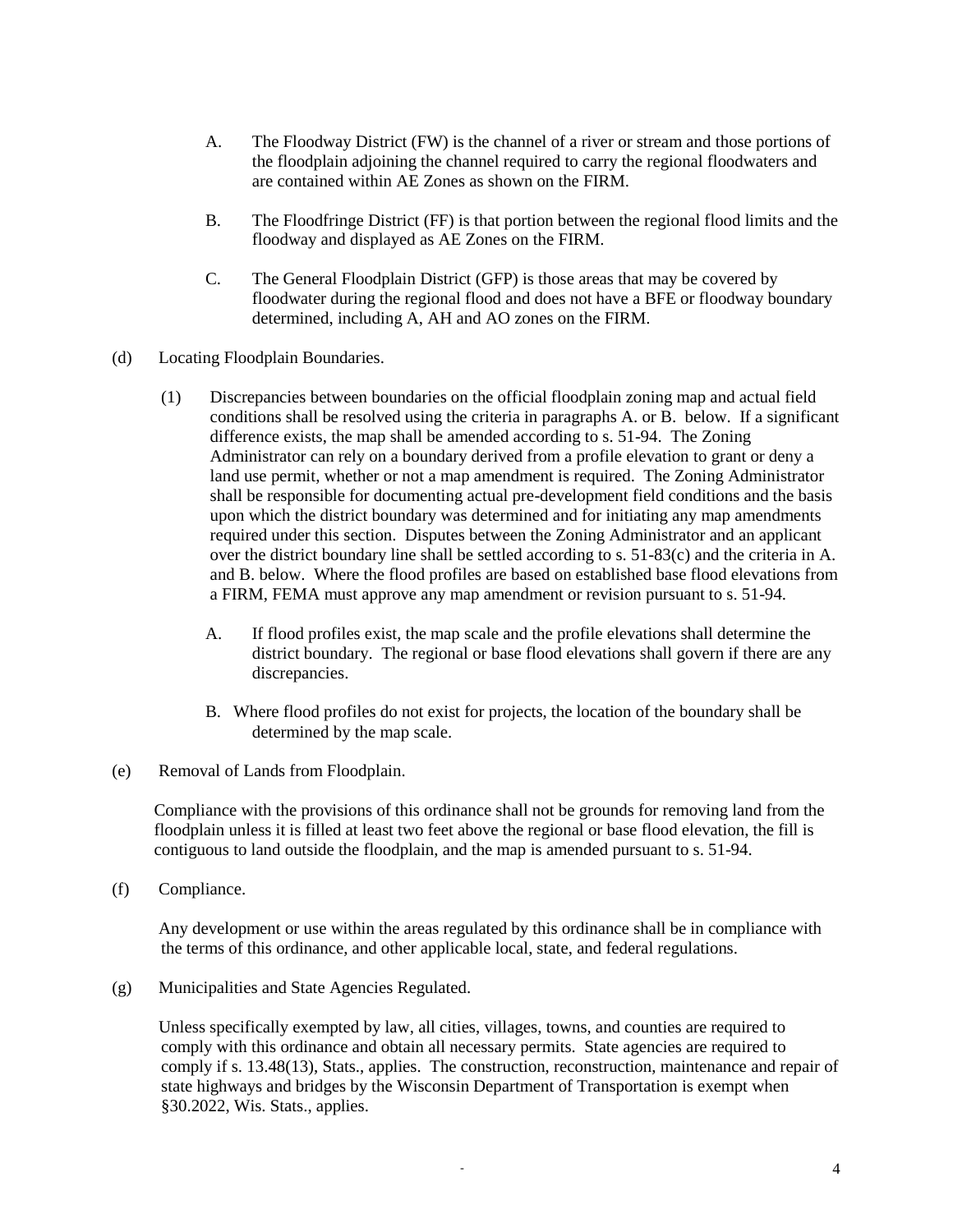A. The Floodway District (FW) is the channel of a river or stream and those portions of the floodplain adjoining the channel required to carry the regional floodwaters and are contained within AE Zones as shown on the FIRM.

B. The Floodfringe District (FF) is that portion between the regional flood limits and the floodway and displayed as AE Zones on the FIRM.

C. The General Floodplain District (GFP) is those areas that may be covered by floodwater during the regional flood and does not have a BFE or floodway boundary determined, including A, AH and AO zones on the FIRM.

(d) Locating Floodplain Boundaries.

(1) Discrepancies between boundaries on the official floodplain zoning map and actual field conditions shall be resolved using the criteria in paragraphs A. or B. below. If a significant difference exists, the map shall be amended according to s. 51-94. The Zoning Administrator can rely on a boundary derived from a profile elevation to grant or deny a land use permit, whether or not a map amendment is required. The Zoning Administrator shall be responsible for documenting actual pre-development field conditions and the basis upon which the district boundary was determined and for initiating any map amendments required under this section. Disputes between the Zoning Administrator and an applicant over the district boundary line shall be settled according to s. 51-83(c) and the criteria in A. and B. below. Where the flood profiles are based on established base flood elevations from a FIRM, FEMA must approve any map amendment or revision pursuant to s. 51-94.

A. If flood profiles exist, the map scale and the profile elevations shall determine the district boundary. The regional or base flood elevations shall govern if there are any discrepancies.

B. Where flood profiles do not exist for projects, the location of the boundary shall be determined by the map scale.

(e) Removal of Lands from Floodplain.

Compliance with the provisions of this ordinance shall not be grounds for removing land from the floodplain unless it is filled at least two feet above the regional or base flood elevation, the fill is contiguous to land outside the floodplain, and the map is amended pursuant to s. 51-94.

(f) Compliance.

Any development or use within the areas regulated by this ordinance shall be in compliance with the terms of this ordinance, and other applicable local, state, and federal regulations.

(g) Municipalities and State Agencies Regulated.

Unless specifically exempted by law, all cities, villages, towns, and counties are required to comply with this ordinance and obtain all necessary permits. State agencies are required to comply if s. 13.48(13), Stats., applies. The construction, reconstruction, maintenance and repair of state highways and bridges by the Wisconsin Department of Transportation is exempt when §30.2022, Wis. Stats., applies.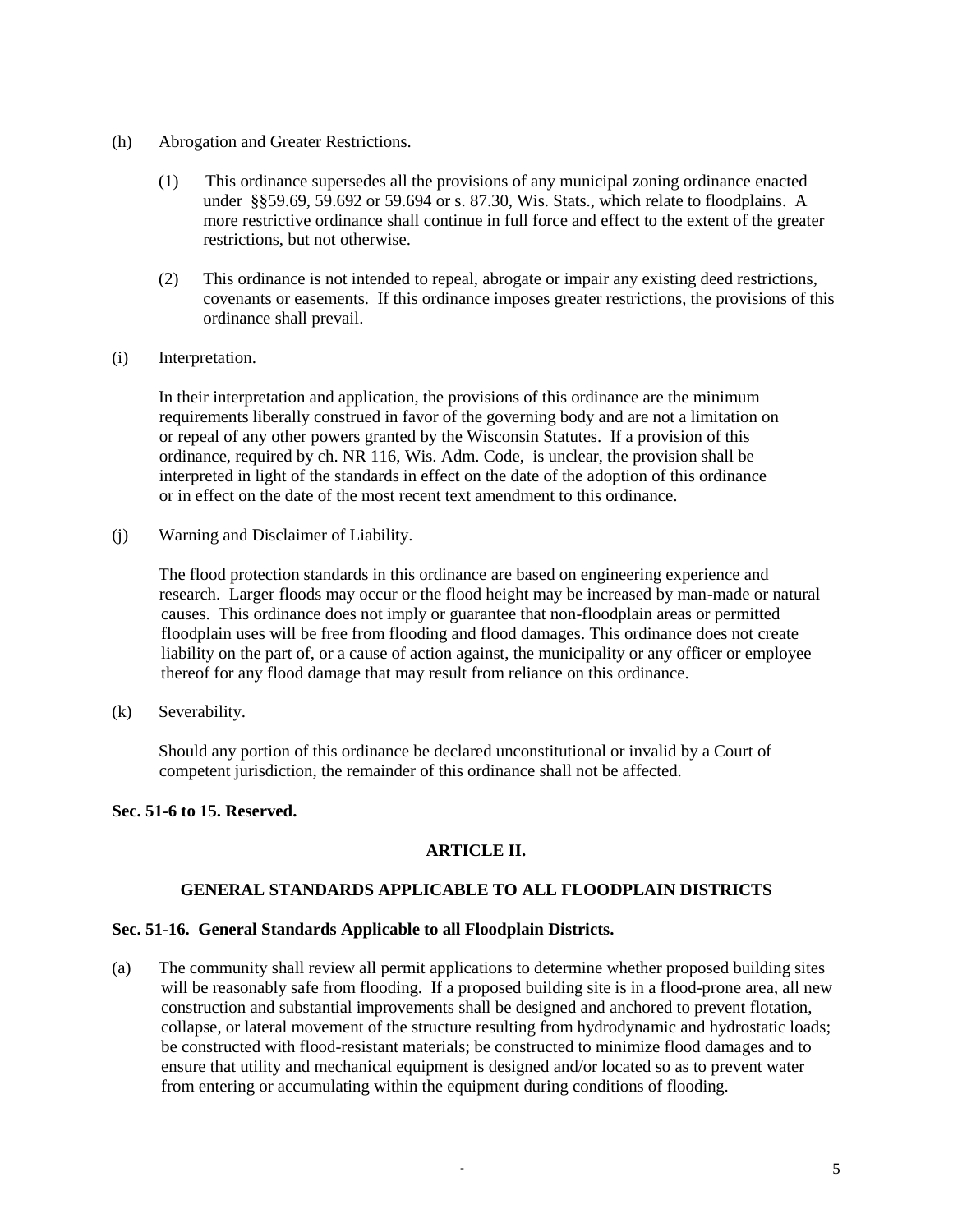(h) Abrogation and Greater Restrictions.

(1) This ordinance supersedes all the provisions of any municipal zoning ordinance enacted under §§59.69, 59.692 or 59.694 or s. 87.30, Wis. Stats., which relate to floodplains. A more restrictive ordinance shall continue in full force and effect to the extent of the greater restrictions, but not otherwise.

(2) This ordinance is not intended to repeal, abrogate or impair any existing deed restrictions, covenants or easements. If this ordinance imposes greater restrictions, the provisions of this ordinance shall prevail.

(i) Interpretation.

In their interpretation and application, the provisions of this ordinance are the minimum requirements liberally construed in favor of the governing body and are not a limitation on or repeal of any other powers granted by the Wisconsin Statutes. If a provision of this ordinance, required by ch. NR 116, Wis. Adm. Code, is unclear, the provision shall be interpreted in light of the standards in effect on the date of the adoption of this ordinance or in effect on the date of the most recent text amendment to this ordinance.

(j) Warning and Disclaimer of Liability.

The flood protection standards in this ordinance are based on engineering experience and research. Larger floods may occur or the flood height may be increased by man-made or natural causes. This ordinance does not imply or guarantee that non-floodplain areas or permitted floodplain uses will be free from flooding and flood damages. This ordinance does not create liability on the part of, or a cause of action against, the municipality or any officer or employee thereof for any flood damage that may result from reliance on this ordinance.

(k) Severability.

Should any portion of this ordinance be declared unconstitutional or invalid by a Court of competent jurisdiction, the remainder of this ordinance shall not be affected.

**Sec. 51-6 to 15. Reserved.**

## ARTICLE II.

## GENERAL STANDARDS APPLICABLE TO ALL FLOODPLAIN DISTRICTS

**Sec. 51-16. General Standards Applicable to all Floodplain Districts.**

(a) The community shall review all permit applications to determine whether proposed building sites will be reasonably safe from flooding. If a proposed building site is in a flood-prone area, all new construction and substantial improvements shall be designed and anchored to prevent flotation, collapse, or lateral movement of the structure resulting from hydrodynamic and hydrostatic loads; be constructed with flood-resistant materials; be constructed to minimize flood damages and to ensure that utility and mechanical equipment is designed and/or located so as to prevent water from entering or accumulating within the equipment during conditions of flooding.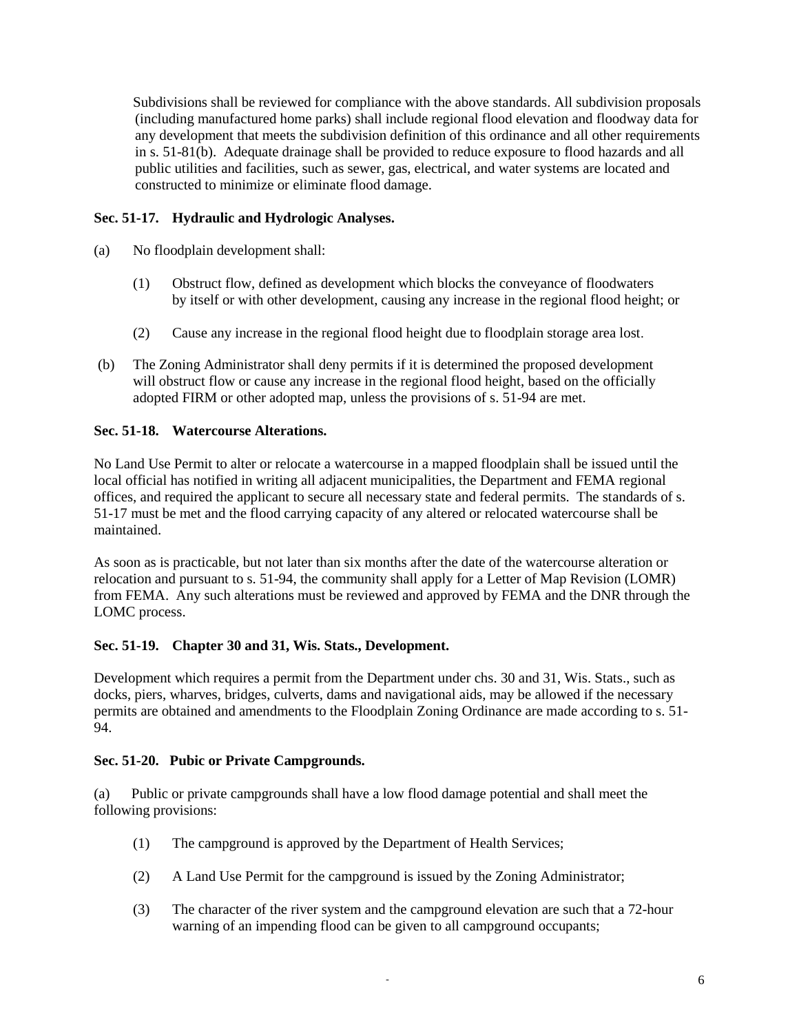Subdivisions shall be reviewed for compliance with the above standards. All subdivision proposals (including manufactured home parks) shall include regional flood elevation and floodway data for any development that meets the subdivision definition of this ordinance and all other requirements in s. 51-81(b). Adequate drainage shall be provided to reduce exposure to flood hazards and all public utilities and facilities, such as sewer, gas, electrical, and water systems are located and constructed to minimize or eliminate flood damage.

**Sec. 51-17. Hydraulic and Hydrologic Analyses.**

(a) No floodplain development shall:

(1) Obstruct flow, defined as development which blocks the conveyance of floodwaters by itself or with other development, causing any increase in the regional flood height; or

(2) Cause any increase in the regional flood height due to floodplain storage area lost.

(b) The Zoning Administrator shall deny permits if it is determined the proposed development will obstruct flow or cause any increase in the regional flood height, based on the officially adopted FIRM or other adopted map, unless the provisions of s. 51-94 are met.

**Sec. 51-18. Watercourse Alterations.**

No Land Use Permit to alter or relocate a watercourse in a mapped floodplain shall be issued until the local official has notified in writing all adjacent municipalities, the Department and FEMA regional offices, and required the applicant to secure all necessary state and federal permits. The standards of s. 51-17 must be met and the flood carrying capacity of any altered or relocated watercourse shall be maintained.

As soon as is practicable, but not later than six months after the date of the watercourse alteration or relocation and pursuant to s. 51-94, the community shall apply for a Letter of Map Revision (LOMR) from FEMA. Any such alterations must be reviewed and approved by FEMA and the DNR through the LOMC process.

**Sec. 51-19. Chapter 30 and 31, Wis. Stats., Development.**

Development which requires a permit from the Department under chs. 30 and 31, Wis. Stats., such as docks, piers, wharves, bridges, culverts, dams and navigational aids, may be allowed if the necessary permits are obtained and amendments to the Floodplain Zoning Ordinance are made according to s. 51-94.

**Sec. 51-20. Pubic or Private Campgrounds.**

(a) Public or private campgrounds shall have a low flood damage potential and shall meet the following provisions:

(1) The campground is approved by the Department of Health Services;

(2) A Land Use Permit for the campground is issued by the Zoning Administrator;

(3) The character of the river system and the campground elevation are such that a 72-hour warning of an impending flood can be given to all campground occupants;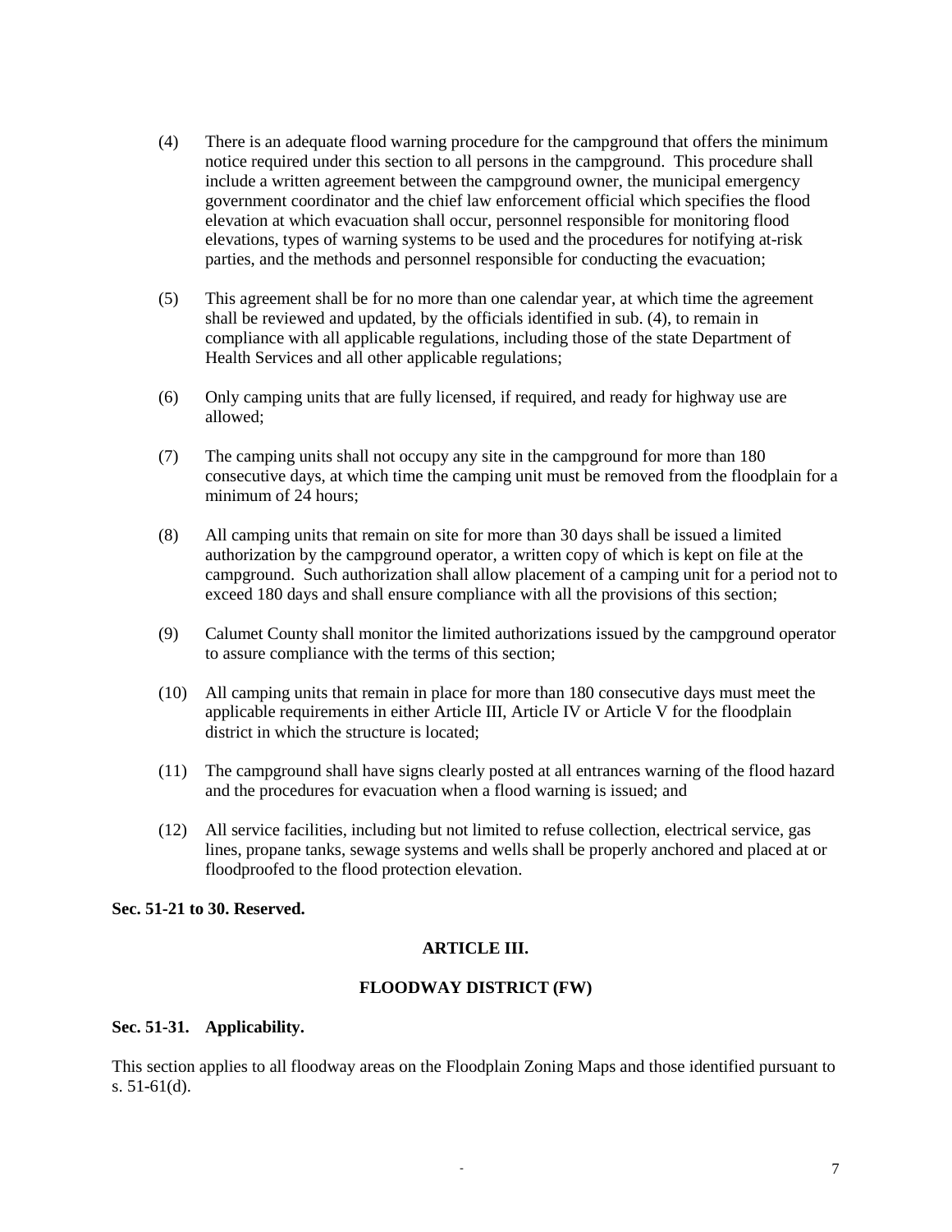(4) There is an adequate flood warning procedure for the campground that offers the minimum notice required under this section to all persons in the campground. This procedure shall include a written agreement between the campground owner, the municipal emergency government coordinator and the chief law enforcement official which specifies the flood elevation at which evacuation shall occur, personnel responsible for monitoring flood elevations, types of warning systems to be used and the procedures for notifying at-risk parties, and the methods and personnel responsible for conducting the evacuation;

(5) This agreement shall be for no more than one calendar year, at which time the agreement shall be reviewed and updated, by the officials identified in sub. (4), to remain in compliance with all applicable regulations, including those of the state Department of Health Services and all other applicable regulations;

(6) Only camping units that are fully licensed, if required, and ready for highway use are allowed;

(7) The camping units shall not occupy any site in the campground for more than 180 consecutive days, at which time the camping unit must be removed from the floodplain for a minimum of 24 hours;

(8) All camping units that remain on site for more than 30 days shall be issued a limited authorization by the campground operator, a written copy of which is kept on file at the campground. Such authorization shall allow placement of a camping unit for a period not to exceed 180 days and shall ensure compliance with all the provisions of this section;

(9) Calumet County shall monitor the limited authorizations issued by the campground operator to assure compliance with the terms of this section;

(10) All camping units that remain in place for more than 180 consecutive days must meet the applicable requirements in either Article III, Article IV or Article V for the floodplain district in which the structure is located;

(11) The campground shall have signs clearly posted at all entrances warning of the flood hazard and the procedures for evacuation when a flood warning is issued; and

(12) All service facilities, including but not limited to refuse collection, electrical service, gas lines, propane tanks, sewage systems and wells shall be properly anchored and placed at or floodproofed to the flood protection elevation.

**Sec. 51-21 to 30. Reserved.**

## ARTICLE III.

## FLOODWAY DISTRICT (FW)

**Sec. 51-31. Applicability.**

This section applies to all floodway areas on the Floodplain Zoning Maps and those identified pursuant to s. 51-61(d).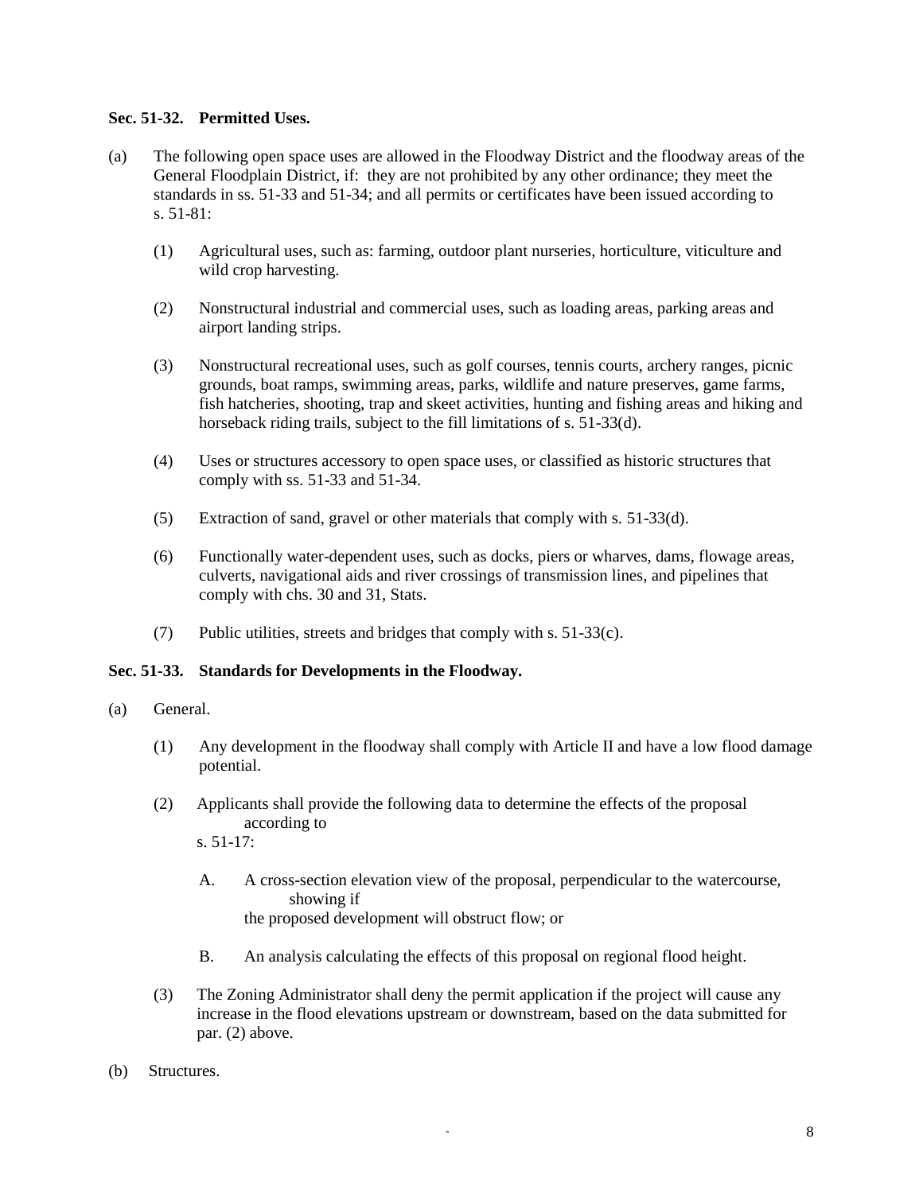**Sec. 51-32. Permitted Uses.**

(a) The following open space uses are allowed in the Floodway District and the floodway areas of the General Floodplain District, if: they are not prohibited by any other ordinance; they meet the standards in ss. 51-33 and 51-34; and all permits or certificates have been issued according to s. 51-81:

(1) Agricultural uses, such as: farming, outdoor plant nurseries, horticulture, viticulture and wild crop harvesting.

(2) Nonstructural industrial and commercial uses, such as loading areas, parking areas and airport landing strips.

(3) Nonstructural recreational uses, such as golf courses, tennis courts, archery ranges, picnic grounds, boat ramps, swimming areas, parks, wildlife and nature preserves, game farms, fish hatcheries, shooting, trap and skeet activities, hunting and fishing areas and hiking and horseback riding trails, subject to the fill limitations of s. 51-33(d).

(4) Uses or structures accessory to open space uses, or classified as historic structures that comply with ss. 51-33 and 51-34.

(5) Extraction of sand, gravel or other materials that comply with s. 51-33(d).

(6) Functionally water-dependent uses, such as docks, piers or wharves, dams, flowage areas, culverts, navigational aids and river crossings of transmission lines, and pipelines that comply with chs. 30 and 31, Stats.

(7) Public utilities, streets and bridges that comply with s. 51-33(c).

**Sec. 51-33. Standards for Developments in the Floodway.**

(a) General.

(1) Any development in the floodway shall comply with Article II and have a low flood damage potential.

(2) Applicants shall provide the following data to determine the effects of the proposal according to s. 51-17:

A. A cross-section elevation view of the proposal, perpendicular to the watercourse, showing if the proposed development will obstruct flow; or

B. An analysis calculating the effects of this proposal on regional flood height.

(3) The Zoning Administrator shall deny the permit application if the project will cause any increase in the flood elevations upstream or downstream, based on the data submitted for par. (2) above.

(b) Structures.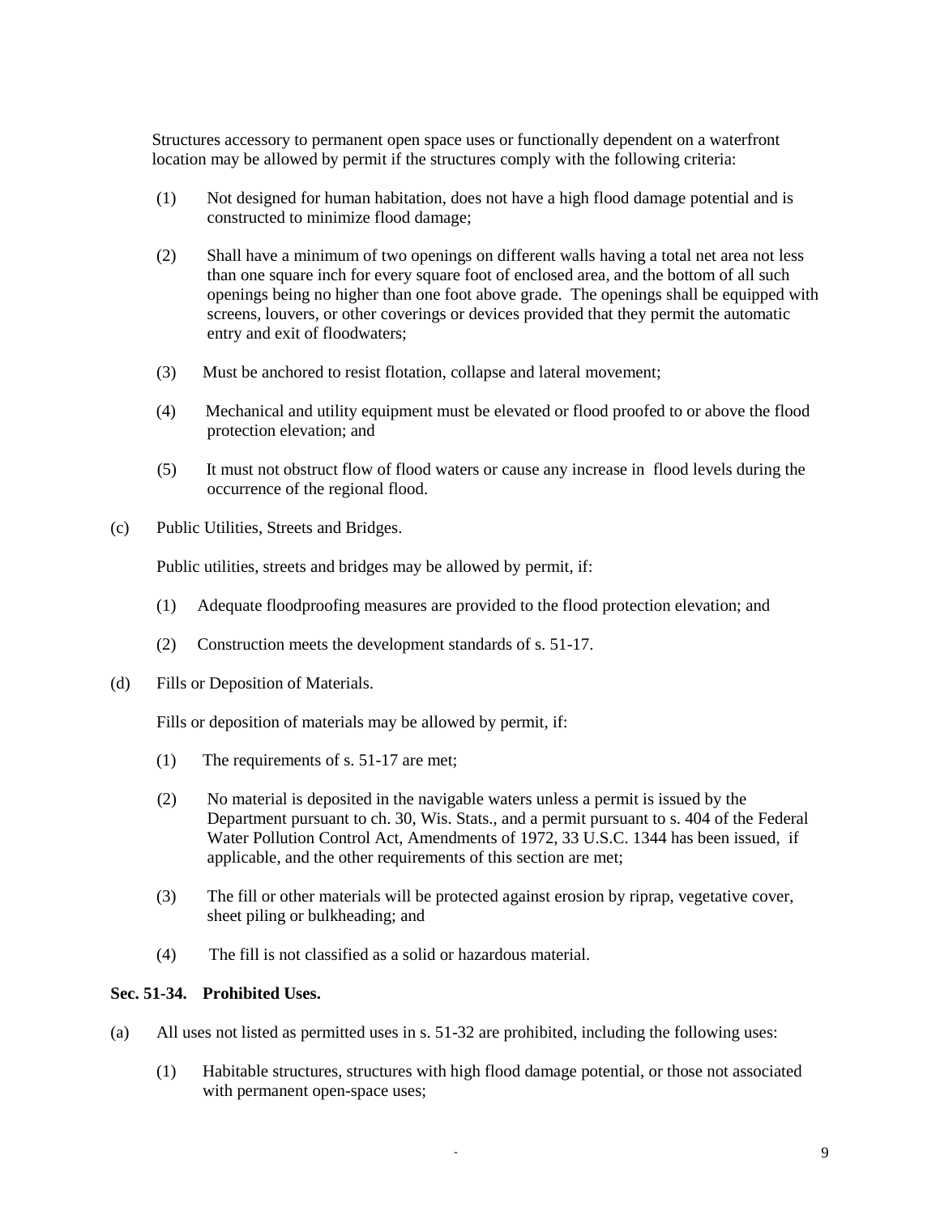Structures accessory to permanent open space uses or functionally dependent on a waterfront location may be allowed by permit if the structures comply with the following criteria:

(1) Not designed for human habitation, does not have a high flood damage potential and is constructed to minimize flood damage;

(2) Shall have a minimum of two openings on different walls having a total net area not less than one square inch for every square foot of enclosed area, and the bottom of all such openings being no higher than one foot above grade. The openings shall be equipped with screens, louvers, or other coverings or devices provided that they permit the automatic entry and exit of floodwaters;

(3) Must be anchored to resist flotation, collapse and lateral movement;

(4) Mechanical and utility equipment must be elevated or flood proofed to or above the flood protection elevation; and

(5) It must not obstruct flow of flood waters or cause any increase in flood levels during the occurrence of the regional flood.

(c) Public Utilities, Streets and Bridges.

Public utilities, streets and bridges may be allowed by permit, if:

(1) Adequate floodproofing measures are provided to the flood protection elevation; and

(2) Construction meets the development standards of s. 51-17.

(d) Fills or Deposition of Materials.

Fills or deposition of materials may be allowed by permit, if:

(1) The requirements of s. 51-17 are met;

(2) No material is deposited in the navigable waters unless a permit is issued by the Department pursuant to ch. 30, Wis. Stats., and a permit pursuant to s. 404 of the Federal Water Pollution Control Act, Amendments of 1972, 33 U.S.C. 1344 has been issued, if applicable, and the other requirements of this section are met;

(3) The fill or other materials will be protected against erosion by riprap, vegetative cover, sheet piling or bulkheading; and

(4) The fill is not classified as a solid or hazardous material.

**Sec. 51-34. Prohibited Uses.**

(a) All uses not listed as permitted uses in s. 51-32 are prohibited, including the following uses:

(1) Habitable structures, structures with high flood damage potential, or those not associated with permanent open-space uses;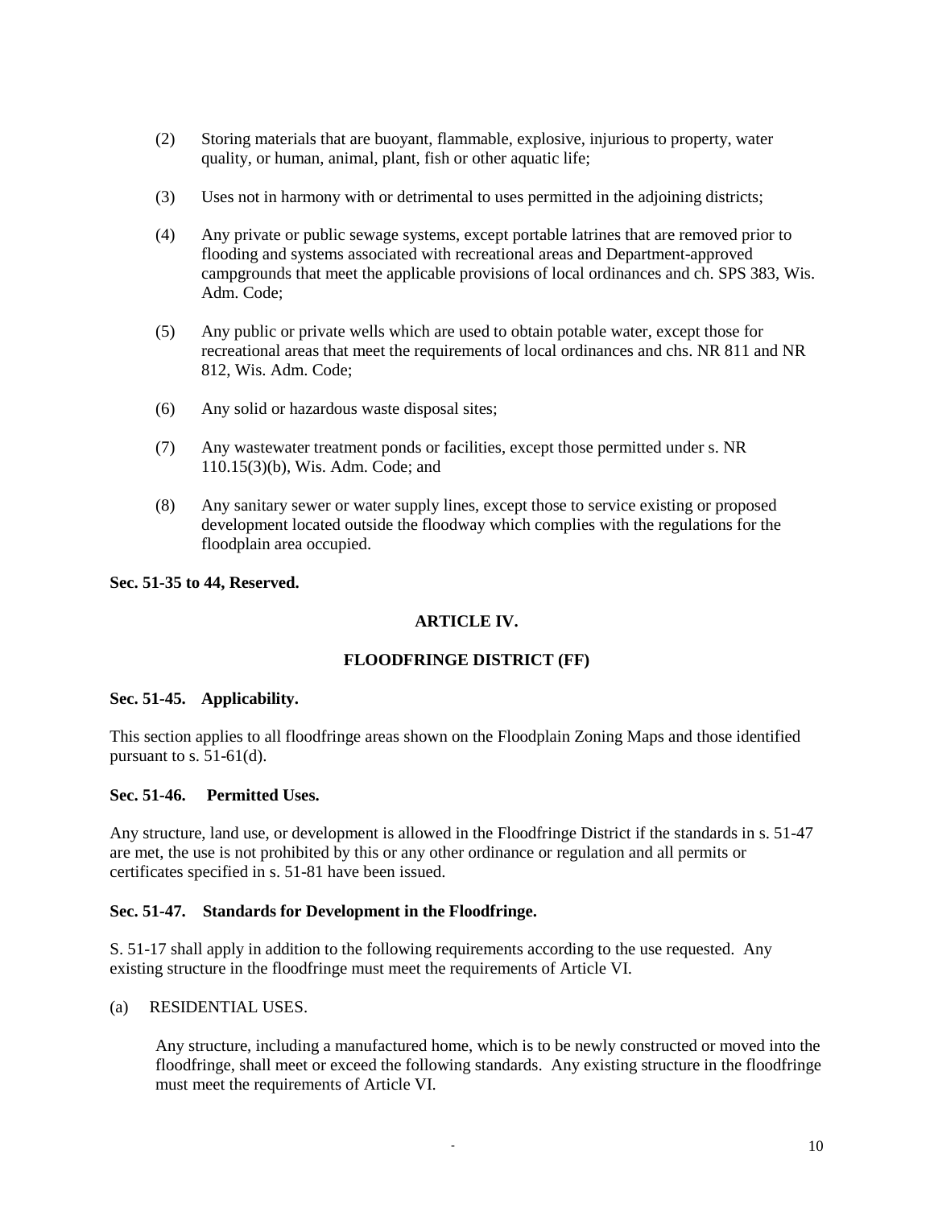(2) Storing materials that are buoyant, flammable, explosive, injurious to property, water quality, or human, animal, plant, fish or other aquatic life;

(3) Uses not in harmony with or detrimental to uses permitted in the adjoining districts;

(4) Any private or public sewage systems, except portable latrines that are removed prior to flooding and systems associated with recreational areas and Department-approved campgrounds that meet the applicable provisions of local ordinances and ch. SPS 383, Wis. Adm. Code;

(5) Any public or private wells which are used to obtain potable water, except those for recreational areas that meet the requirements of local ordinances and chs. NR 811 and NR 812, Wis. Adm. Code;

(6) Any solid or hazardous waste disposal sites;

(7) Any wastewater treatment ponds or facilities, except those permitted under s. NR 110.15(3)(b), Wis. Adm. Code; and

(8) Any sanitary sewer or water supply lines, except those to service existing or proposed development located outside the floodway which complies with the regulations for the floodplain area occupied.

**Sec. 51-35 to 44, Reserved.**

## ARTICLE IV.

## FLOODFRINGE DISTRICT (FF)

**Sec. 51-45. Applicability.**

This section applies to all floodfringe areas shown on the Floodplain Zoning Maps and those identified pursuant to s. 51-61(d).

**Sec. 51-46. Permitted Uses.**

Any structure, land use, or development is allowed in the Floodfringe District if the standards in s. 51-47 are met, the use is not prohibited by this or any other ordinance or regulation and all permits or certificates specified in s. 51-81 have been issued.

**Sec. 51-47. Standards for Development in the Floodfringe.**

S. 51-17 shall apply in addition to the following requirements according to the use requested. Any existing structure in the floodfringe must meet the requirements of Article VI.

(a) RESIDENTIAL USES.

Any structure, including a manufactured home, which is to be newly constructed or moved into the floodfringe, shall meet or exceed the following standards. Any existing structure in the floodfringe must meet the requirements of Article VI.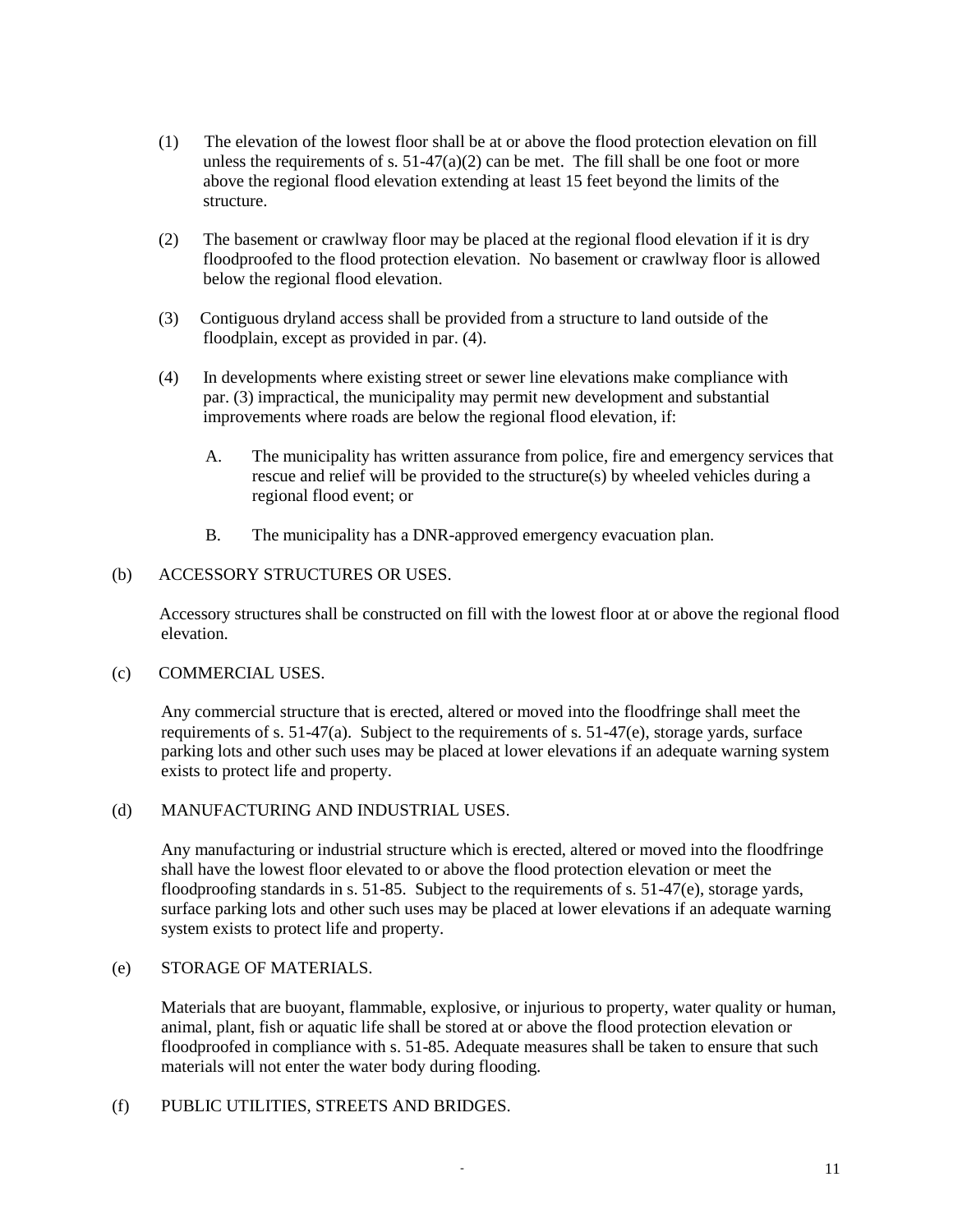(1) The elevation of the lowest floor shall be at or above the flood protection elevation on fill unless the requirements of s. 51-47(a)(2) can be met. The fill shall be one foot or more above the regional flood elevation extending at least 15 feet beyond the limits of the structure.

(2) The basement or crawlway floor may be placed at the regional flood elevation if it is dry floodproofed to the flood protection elevation. No basement or crawlway floor is allowed below the regional flood elevation.

(3) Contiguous dryland access shall be provided from a structure to land outside of the floodplain, except as provided in par. (4).

(4) In developments where existing street or sewer line elevations make compliance with par. (3) impractical, the municipality may permit new development and substantial improvements where roads are below the regional flood elevation, if:

A. The municipality has written assurance from police, fire and emergency services that rescue and relief will be provided to the structure(s) by wheeled vehicles during a regional flood event; or

B. The municipality has a DNR-approved emergency evacuation plan.

(b) ACCESSORY STRUCTURES OR USES.

Accessory structures shall be constructed on fill with the lowest floor at or above the regional flood elevation.

(c) COMMERCIAL USES.

Any commercial structure that is erected, altered or moved into the floodfringe shall meet the requirements of s. 51-47(a). Subject to the requirements of s. 51-47(e), storage yards, surface parking lots and other such uses may be placed at lower elevations if an adequate warning system exists to protect life and property.

(d) MANUFACTURING AND INDUSTRIAL USES.

Any manufacturing or industrial structure which is erected, altered or moved into the floodfringe shall have the lowest floor elevated to or above the flood protection elevation or meet the floodproofing standards in s. 51-85. Subject to the requirements of s. 51-47(e), storage yards, surface parking lots and other such uses may be placed at lower elevations if an adequate warning system exists to protect life and property.

(e) STORAGE OF MATERIALS.

Materials that are buoyant, flammable, explosive, or injurious to property, water quality or human, animal, plant, fish or aquatic life shall be stored at or above the flood protection elevation or floodproofed in compliance with s. 51-85. Adequate measures shall be taken to ensure that such materials will not enter the water body during flooding.

(f) PUBLIC UTILITIES, STREETS AND BRIDGES.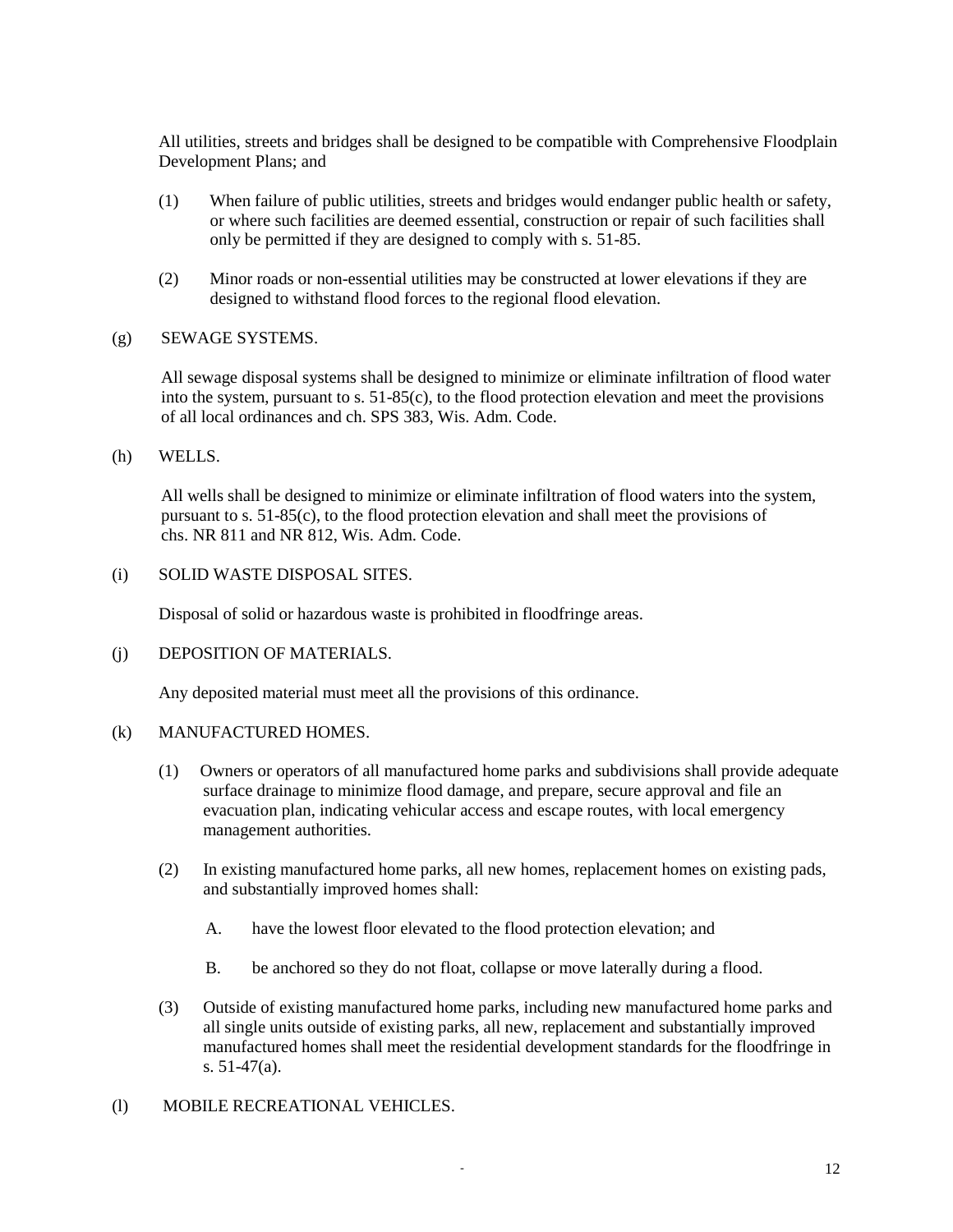All utilities, streets and bridges shall be designed to be compatible with Comprehensive Floodplain Development Plans; and

(1) When failure of public utilities, streets and bridges would endanger public health or safety, or where such facilities are deemed essential, construction or repair of such facilities shall only be permitted if they are designed to comply with s. 51-85.

(2) Minor roads or non-essential utilities may be constructed at lower elevations if they are designed to withstand flood forces to the regional flood elevation.

(g) SEWAGE SYSTEMS.

All sewage disposal systems shall be designed to minimize or eliminate infiltration of flood water into the system, pursuant to s. 51-85(c), to the flood protection elevation and meet the provisions of all local ordinances and ch. SPS 383, Wis. Adm. Code.

(h) WELLS.

All wells shall be designed to minimize or eliminate infiltration of flood waters into the system, pursuant to s. 51-85(c), to the flood protection elevation and shall meet the provisions of chs. NR 811 and NR 812, Wis. Adm. Code.

(i) SOLID WASTE DISPOSAL SITES.

Disposal of solid or hazardous waste is prohibited in floodfringe areas.

(j) DEPOSITION OF MATERIALS.

Any deposited material must meet all the provisions of this ordinance.

(k) MANUFACTURED HOMES.

(1) Owners or operators of all manufactured home parks and subdivisions shall provide adequate surface drainage to minimize flood damage, and prepare, secure approval and file an evacuation plan, indicating vehicular access and escape routes, with local emergency management authorities.

(2) In existing manufactured home parks, all new homes, replacement homes on existing pads, and substantially improved homes shall:

A. have the lowest floor elevated to the flood protection elevation; and

B. be anchored so they do not float, collapse or move laterally during a flood.

(3) Outside of existing manufactured home parks, including new manufactured home parks and all single units outside of existing parks, all new, replacement and substantially improved manufactured homes shall meet the residential development standards for the floodfringe in s. 51-47(a).

(l) MOBILE RECREATIONAL VEHICLES.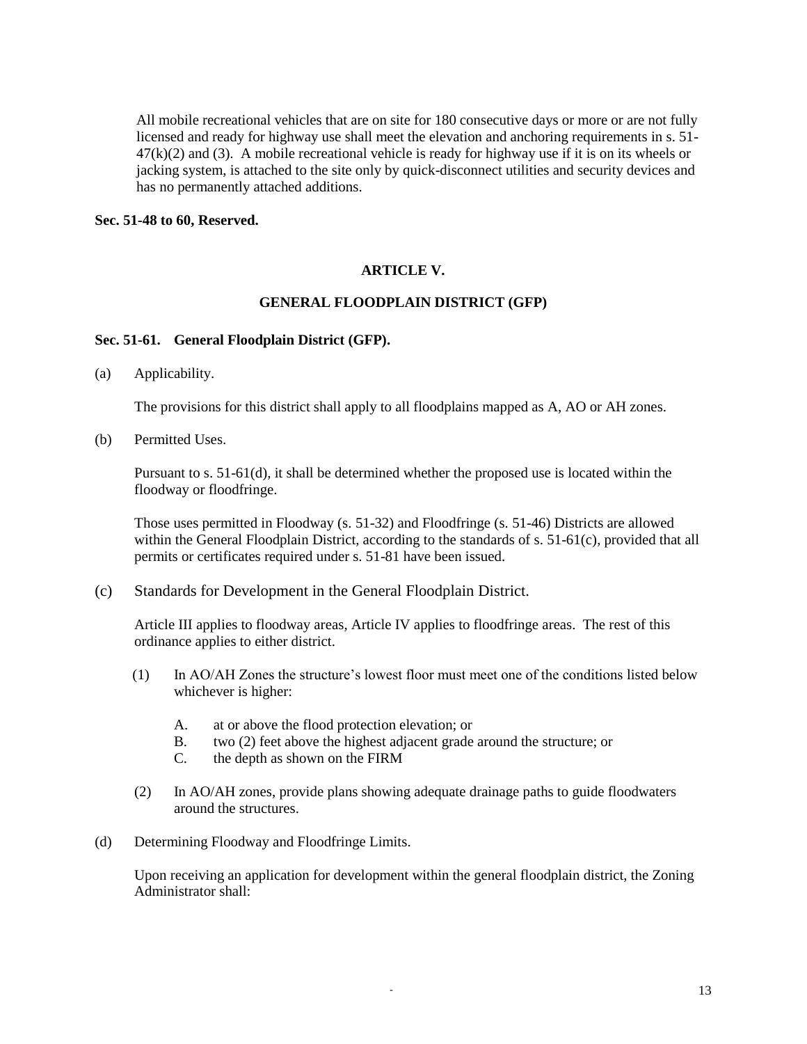All mobile recreational vehicles that are on site for 180 consecutive days or more or are not fully licensed and ready for highway use shall meet the elevation and anchoring requirements in s. 51-47(k)(2) and (3). A mobile recreational vehicle is ready for highway use if it is on its wheels or jacking system, is attached to the site only by quick-disconnect utilities and security devices and has no permanently attached additions.

**Sec. 51-48 to 60, Reserved.**

## ARTICLE V.

## GENERAL FLOODPLAIN DISTRICT (GFP)

### Sec. 51-61. General Floodplain District (GFP).

(a) Applicability.

The provisions for this district shall apply to all floodplains mapped as A, AO or AH zones.

(b) Permitted Uses.

Pursuant to s. 51-61(d), it shall be determined whether the proposed use is located within the floodway or floodfringe.

Those uses permitted in Floodway (s. 51-32) and Floodfringe (s. 51-46) Districts are allowed within the General Floodplain District, according to the standards of s. 51-61(c), provided that all permits or certificates required under s. 51-81 have been issued.

(c) Standards for Development in the General Floodplain District.

Article III applies to floodway areas, Article IV applies to floodfringe areas. The rest of this ordinance applies to either district.

(1) In AO/AH Zones the structure's lowest floor must meet one of the conditions listed below whichever is higher:

A. at or above the flood protection elevation; or
B. two (2) feet above the highest adjacent grade around the structure; or
C. the depth as shown on the FIRM

(2) In AO/AH zones, provide plans showing adequate drainage paths to guide floodwaters around the structures.

(d) Determining Floodway and Floodfringe Limits.

Upon receiving an application for development within the general floodplain district, the Zoning Administrator shall: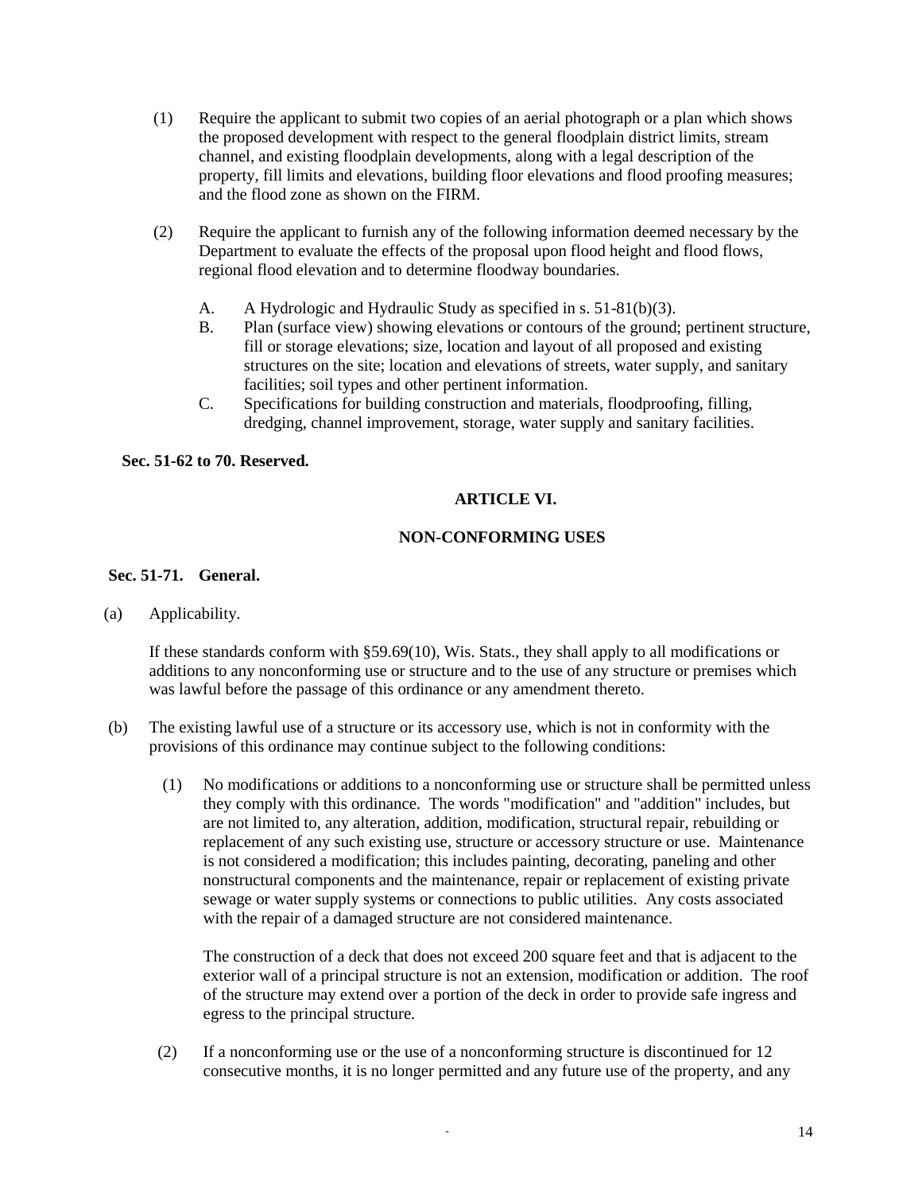(1) Require the applicant to submit two copies of an aerial photograph or a plan which shows the proposed development with respect to the general floodplain district limits, stream channel, and existing floodplain developments, along with a legal description of the property, fill limits and elevations, building floor elevations and flood proofing measures; and the flood zone as shown on the FIRM.

(2) Require the applicant to furnish any of the following information deemed necessary by the Department to evaluate the effects of the proposal upon flood height and flood flows, regional flood elevation and to determine floodway boundaries.

A. A Hydrologic and Hydraulic Study as specified in s. 51-81(b)(3).
B. Plan (surface view) showing elevations or contours of the ground; pertinent structure, fill or storage elevations; size, location and layout of all proposed and existing structures on the site; location and elevations of streets, water supply, and sanitary facilities; soil types and other pertinent information.
C. Specifications for building construction and materials, floodproofing, filling, dredging, channel improvement, storage, water supply and sanitary facilities.

**Sec. 51-62 to 70. Reserved.**

## ARTICLE VI.

## NON-CONFORMING USES

### Sec. 51-71. General.

(a) Applicability.

If these standards conform with §59.69(10), Wis. Stats., they shall apply to all modifications or additions to any nonconforming use or structure and to the use of any structure or premises which was lawful before the passage of this ordinance or any amendment thereto.

(b) The existing lawful use of a structure or its accessory use, which is not in conformity with the provisions of this ordinance may continue subject to the following conditions:

(1) No modifications or additions to a nonconforming use or structure shall be permitted unless they comply with this ordinance. The words "modification" and "addition" includes, but are not limited to, any alteration, addition, modification, structural repair, rebuilding or replacement of any such existing use, structure or accessory structure or use. Maintenance is not considered a modification; this includes painting, decorating, paneling and other nonstructural components and the maintenance, repair or replacement of existing private sewage or water supply systems or connections to public utilities. Any costs associated with the repair of a damaged structure are not considered maintenance.

The construction of a deck that does not exceed 200 square feet and that is adjacent to the exterior wall of a principal structure is not an extension, modification or addition. The roof of the structure may extend over a portion of the deck in order to provide safe ingress and egress to the principal structure.

(2) If a nonconforming use or the use of a nonconforming structure is discontinued for 12 consecutive months, it is no longer permitted and any future use of the property, and any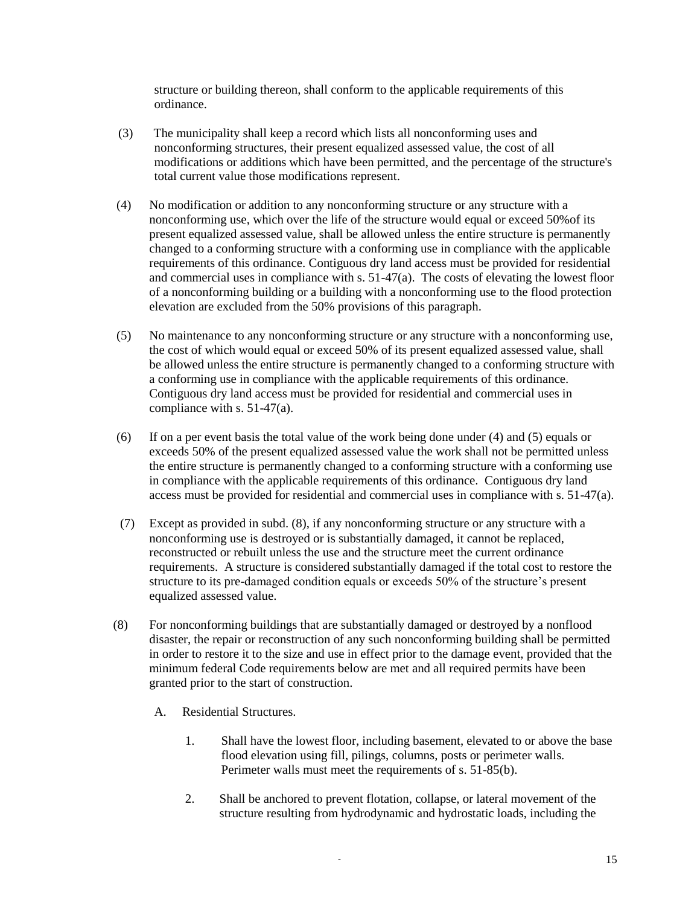structure or building thereon, shall conform to the applicable requirements of this ordinance.

(3) The municipality shall keep a record which lists all nonconforming uses and nonconforming structures, their present equalized assessed value, the cost of all modifications or additions which have been permitted, and the percentage of the structure's total current value those modifications represent.

(4) No modification or addition to any nonconforming structure or any structure with a nonconforming use, which over the life of the structure would equal or exceed 50%of its present equalized assessed value, shall be allowed unless the entire structure is permanently changed to a conforming structure with a conforming use in compliance with the applicable requirements of this ordinance. Contiguous dry land access must be provided for residential and commercial uses in compliance with s. 51-47(a). The costs of elevating the lowest floor of a nonconforming building or a building with a nonconforming use to the flood protection elevation are excluded from the 50% provisions of this paragraph.

(5) No maintenance to any nonconforming structure or any structure with a nonconforming use, the cost of which would equal or exceed 50% of its present equalized assessed value, shall be allowed unless the entire structure is permanently changed to a conforming structure with a conforming use in compliance with the applicable requirements of this ordinance. Contiguous dry land access must be provided for residential and commercial uses in compliance with s. 51-47(a).

(6) If on a per event basis the total value of the work being done under (4) and (5) equals or exceeds 50% of the present equalized assessed value the work shall not be permitted unless the entire structure is permanently changed to a conforming structure with a conforming use in compliance with the applicable requirements of this ordinance. Contiguous dry land access must be provided for residential and commercial uses in compliance with s. 51-47(a).

(7) Except as provided in subd. (8), if any nonconforming structure or any structure with a nonconforming use is destroyed or is substantially damaged, it cannot be replaced, reconstructed or rebuilt unless the use and the structure meet the current ordinance requirements. A structure is considered substantially damaged if the total cost to restore the structure to its pre-damaged condition equals or exceeds 50% of the structure's present equalized assessed value.

(8) For nonconforming buildings that are substantially damaged or destroyed by a nonflood disaster, the repair or reconstruction of any such nonconforming building shall be permitted in order to restore it to the size and use in effect prior to the damage event, provided that the minimum federal Code requirements below are met and all required permits have been granted prior to the start of construction.

   A. Residential Structures.

      1. Shall have the lowest floor, including basement, elevated to or above the base flood elevation using fill, pilings, columns, posts or perimeter walls. Perimeter walls must meet the requirements of s. 51-85(b).

      2. Shall be anchored to prevent flotation, collapse, or lateral movement of the structure resulting from hydrodynamic and hydrostatic loads, including the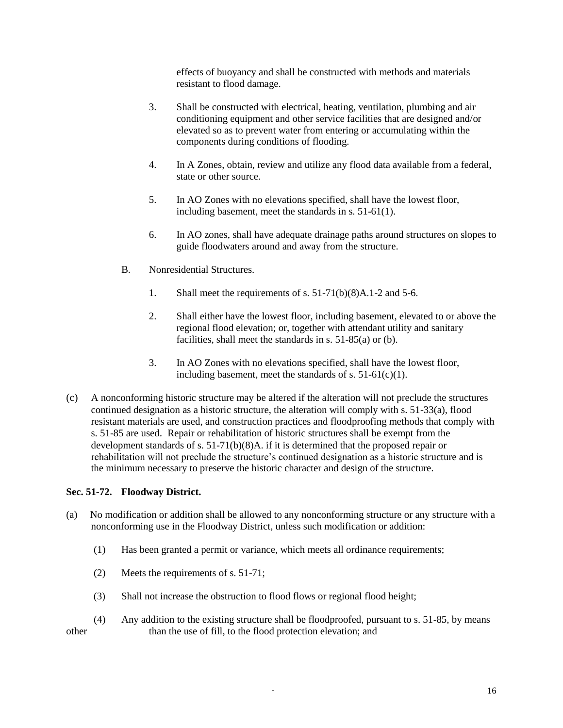effects of buoyancy and shall be constructed with methods and materials resistant to flood damage.

3. Shall be constructed with electrical, heating, ventilation, plumbing and air conditioning equipment and other service facilities that are designed and/or elevated so as to prevent water from entering or accumulating within the components during conditions of flooding.

4. In A Zones, obtain, review and utilize any flood data available from a federal, state or other source.

5. In AO Zones with no elevations specified, shall have the lowest floor, including basement, meet the standards in s. 51-61(1).

6. In AO zones, shall have adequate drainage paths around structures on slopes to guide floodwaters around and away from the structure.

B. Nonresidential Structures.

1. Shall meet the requirements of s. 51-71(b)(8)A.1-2 and 5-6.

2. Shall either have the lowest floor, including basement, elevated to or above the regional flood elevation; or, together with attendant utility and sanitary facilities, shall meet the standards in s. 51-85(a) or (b).

3. In AO Zones with no elevations specified, shall have the lowest floor, including basement, meet the standards of s. 51-61(c)(1).

(c) A nonconforming historic structure may be altered if the alteration will not preclude the structures continued designation as a historic structure, the alteration will comply with s. 51-33(a), flood resistant materials are used, and construction practices and floodproofing methods that comply with s. 51-85 are used. Repair or rehabilitation of historic structures shall be exempt from the development standards of s. 51-71(b)(8)A. if it is determined that the proposed repair or rehabilitation will not preclude the structure's continued designation as a historic structure and is the minimum necessary to preserve the historic character and design of the structure.

**Sec. 51-72. Floodway District.**

(a) No modification or addition shall be allowed to any nonconforming structure or any structure with a nonconforming use in the Floodway District, unless such modification or addition:

(1) Has been granted a permit or variance, which meets all ordinance requirements;

(2) Meets the requirements of s. 51-71;

(3) Shall not increase the obstruction to flood flows or regional flood height;

(4) Any addition to the existing structure shall be floodproofed, pursuant to s. 51-85, by means other than the use of fill, to the flood protection elevation; and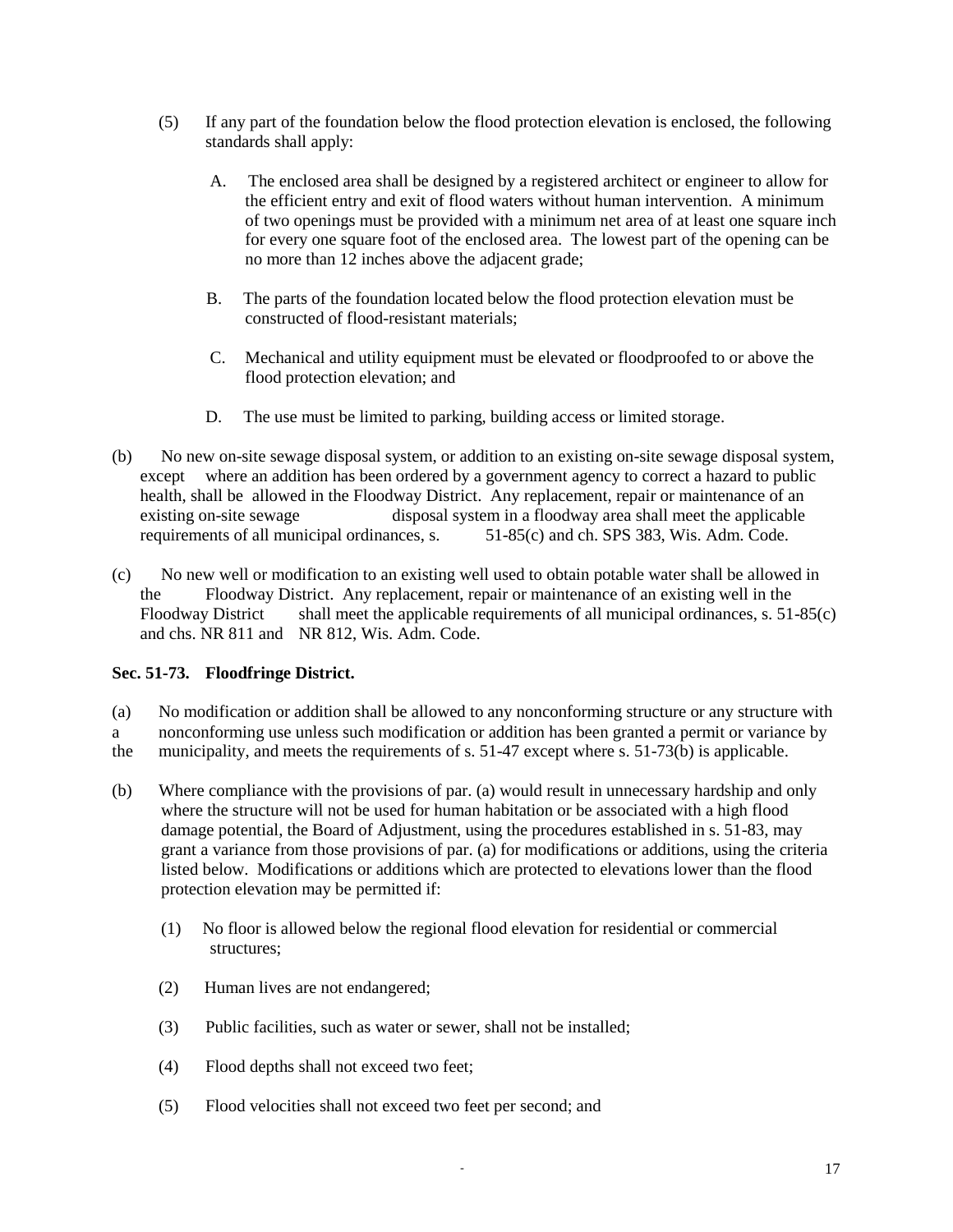(5) If any part of the foundation below the flood protection elevation is enclosed, the following standards shall apply:

A. The enclosed area shall be designed by a registered architect or engineer to allow for the efficient entry and exit of flood waters without human intervention. A minimum of two openings must be provided with a minimum net area of at least one square inch for every one square foot of the enclosed area. The lowest part of the opening can be no more than 12 inches above the adjacent grade;

B. The parts of the foundation located below the flood protection elevation must be constructed of flood-resistant materials;

C. Mechanical and utility equipment must be elevated or floodproofed to or above the flood protection elevation; and

D. The use must be limited to parking, building access or limited storage.

(b) No new on-site sewage disposal system, or addition to an existing on-site sewage disposal system, except where an addition has been ordered by a government agency to correct a hazard to public health, shall be allowed in the Floodway District. Any replacement, repair or maintenance of an existing on-site sewage disposal system in a floodway area shall meet the applicable requirements of all municipal ordinances, s. 51-85(c) and ch. SPS 383, Wis. Adm. Code.

(c) No new well or modification to an existing well used to obtain potable water shall be allowed in the Floodway District. Any replacement, repair or maintenance of an existing well in the Floodway District shall meet the applicable requirements of all municipal ordinances, s. 51-85(c) and chs. NR 811 and NR 812, Wis. Adm. Code.

**Sec. 51-73. Floodfringe District.**

(a) No modification or addition shall be allowed to any nonconforming structure or any structure with a nonconforming use unless such modification or addition has been granted a permit or variance by the municipality, and meets the requirements of s. 51-47 except where s. 51-73(b) is applicable.

(b) Where compliance with the provisions of par. (a) would result in unnecessary hardship and only where the structure will not be used for human habitation or be associated with a high flood damage potential, the Board of Adjustment, using the procedures established in s. 51-83, may grant a variance from those provisions of par. (a) for modifications or additions, using the criteria listed below. Modifications or additions which are protected to elevations lower than the flood protection elevation may be permitted if:

(1) No floor is allowed below the regional flood elevation for residential or commercial structures;

(2) Human lives are not endangered;

(3) Public facilities, such as water or sewer, shall not be installed;

(4) Flood depths shall not exceed two feet;

(5) Flood velocities shall not exceed two feet per second; and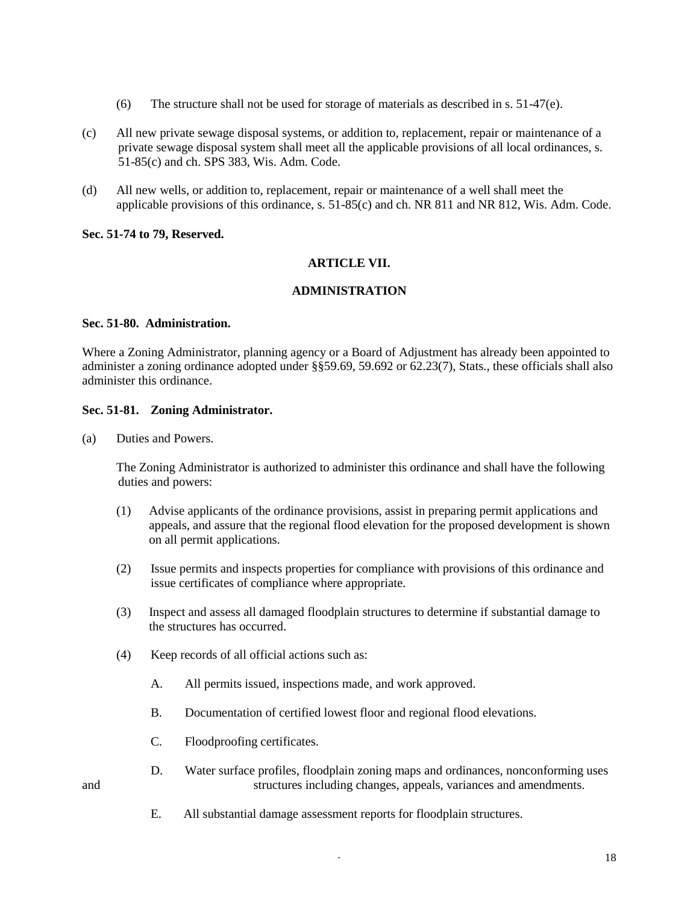(6) The structure shall not be used for storage of materials as described in s. 51-47(e).

(c) All new private sewage disposal systems, or addition to, replacement, repair or maintenance of a private sewage disposal system shall meet all the applicable provisions of all local ordinances, s. 51-85(c) and ch. SPS 383, Wis. Adm. Code.

(d) All new wells, or addition to, replacement, repair or maintenance of a well shall meet the applicable provisions of this ordinance, s. 51-85(c) and ch. NR 811 and NR 812, Wis. Adm. Code.

**Sec. 51-74 to 79, Reserved.**

## ARTICLE VII.

## ADMINISTRATION

**Sec. 51-80. Administration.**

Where a Zoning Administrator, planning agency or a Board of Adjustment has already been appointed to administer a zoning ordinance adopted under §§59.69, 59.692 or 62.23(7), Stats., these officials shall also administer this ordinance.

**Sec. 51-81. Zoning Administrator.**

(a) Duties and Powers.

The Zoning Administrator is authorized to administer this ordinance and shall have the following duties and powers:

(1) Advise applicants of the ordinance provisions, assist in preparing permit applications and appeals, and assure that the regional flood elevation for the proposed development is shown on all permit applications.

(2) Issue permits and inspects properties for compliance with provisions of this ordinance and issue certificates of compliance where appropriate.

(3) Inspect and assess all damaged floodplain structures to determine if substantial damage to the structures has occurred.

(4) Keep records of all official actions such as:

A. All permits issued, inspections made, and work approved.

B. Documentation of certified lowest floor and regional flood elevations.

C. Floodproofing certificates.

D. Water surface profiles, floodplain zoning maps and ordinances, nonconforming uses and structures including changes, appeals, variances and amendments.

E. All substantial damage assessment reports for floodplain structures.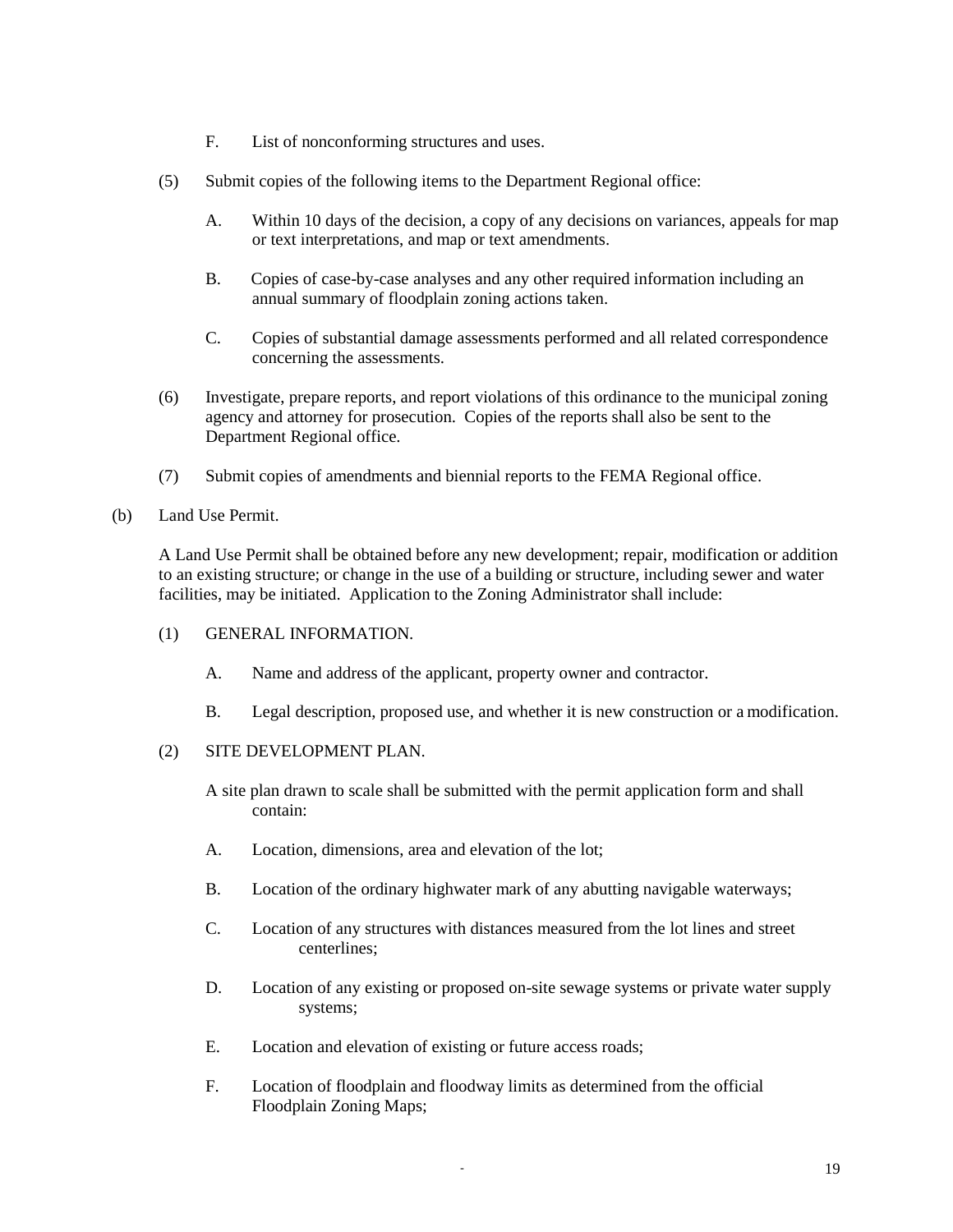F. List of nonconforming structures and uses.

(5) Submit copies of the following items to the Department Regional office:

A. Within 10 days of the decision, a copy of any decisions on variances, appeals for map or text interpretations, and map or text amendments.

B. Copies of case-by-case analyses and any other required information including an annual summary of floodplain zoning actions taken.

C. Copies of substantial damage assessments performed and all related correspondence concerning the assessments.

(6) Investigate, prepare reports, and report violations of this ordinance to the municipal zoning agency and attorney for prosecution. Copies of the reports shall also be sent to the Department Regional office.

(7) Submit copies of amendments and biennial reports to the FEMA Regional office.

(b) Land Use Permit.

A Land Use Permit shall be obtained before any new development; repair, modification or addition to an existing structure; or change in the use of a building or structure, including sewer and water facilities, may be initiated. Application to the Zoning Administrator shall include:

(1) GENERAL INFORMATION.

A. Name and address of the applicant, property owner and contractor.

B. Legal description, proposed use, and whether it is new construction or a modification.

(2) SITE DEVELOPMENT PLAN.

A site plan drawn to scale shall be submitted with the permit application form and shall contain:

A. Location, dimensions, area and elevation of the lot;

B. Location of the ordinary highwater mark of any abutting navigable waterways;

C. Location of any structures with distances measured from the lot lines and street centerlines;

D. Location of any existing or proposed on-site sewage systems or private water supply systems;

E. Location and elevation of existing or future access roads;

F. Location of floodplain and floodway limits as determined from the official Floodplain Zoning Maps;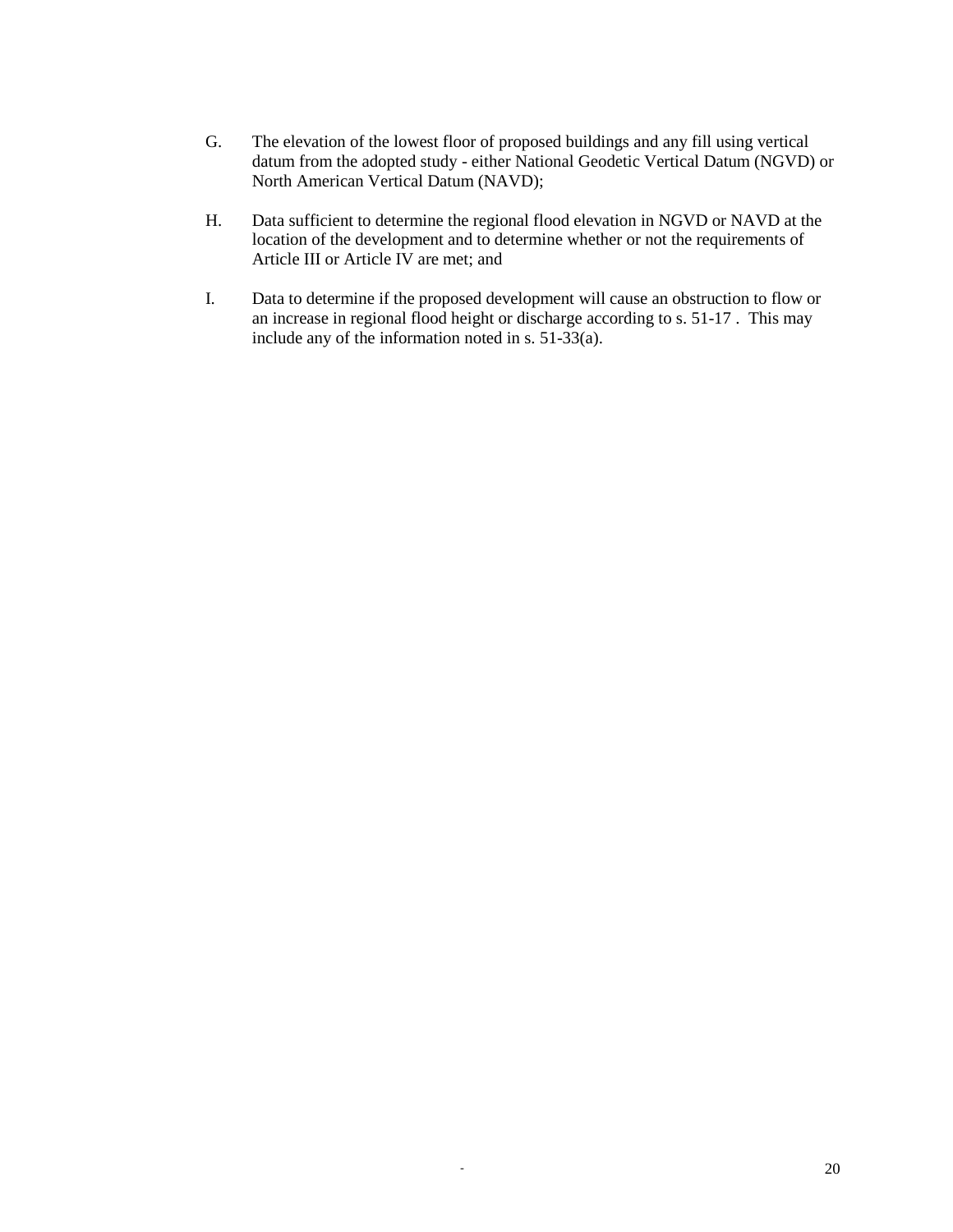G. The elevation of the lowest floor of proposed buildings and any fill using vertical datum from the adopted study - either National Geodetic Vertical Datum (NGVD) or North American Vertical Datum (NAVD);

H. Data sufficient to determine the regional flood elevation in NGVD or NAVD at the location of the development and to determine whether or not the requirements of Article III or Article IV are met; and

I. Data to determine if the proposed development will cause an obstruction to flow or an increase in regional flood height or discharge according to s. 51-17 . This may include any of the information noted in s. 51-33(a).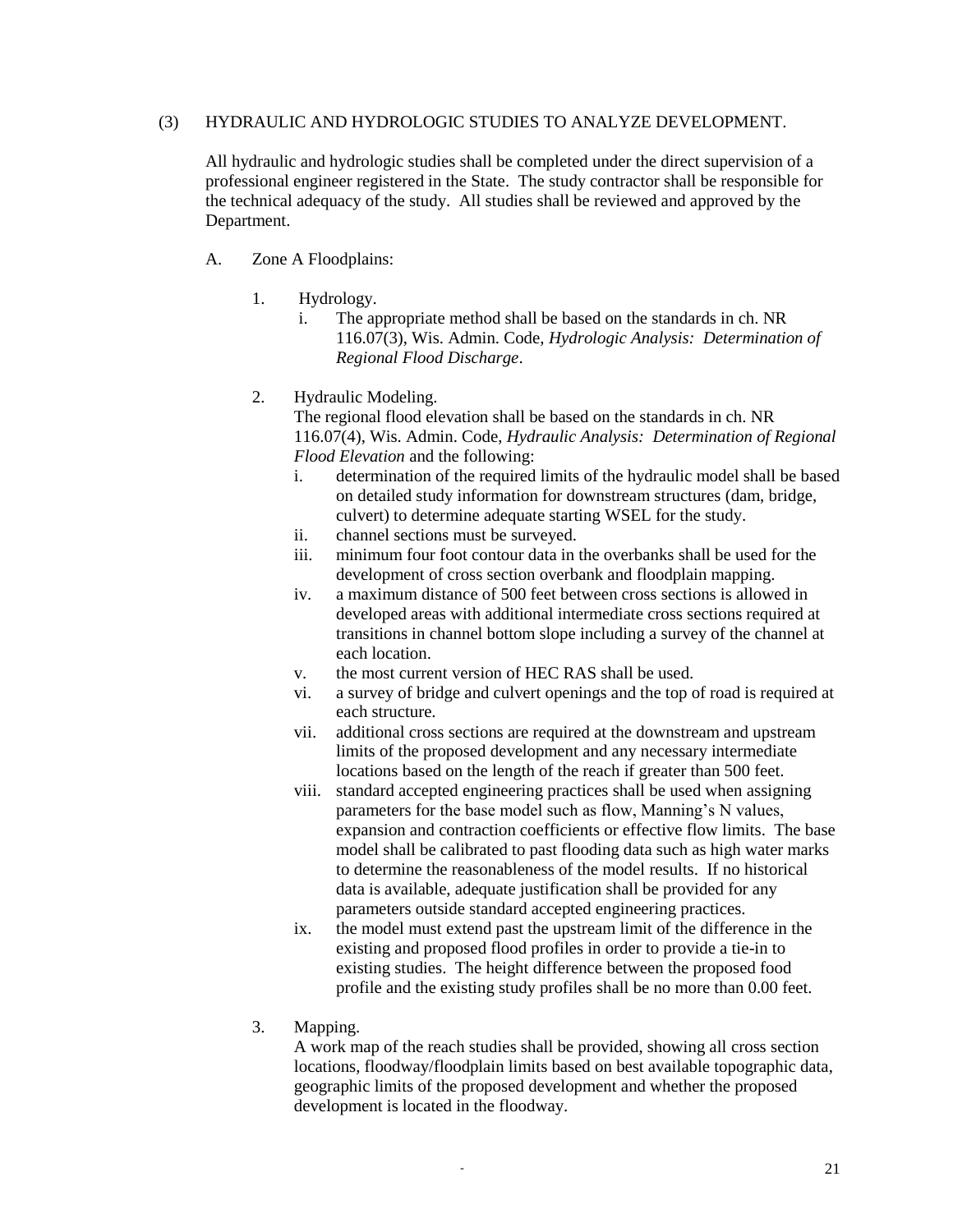(3) HYDRAULIC AND HYDROLOGIC STUDIES TO ANALYZE DEVELOPMENT.

All hydraulic and hydrologic studies shall be completed under the direct supervision of a professional engineer registered in the State. The study contractor shall be responsible for the technical adequacy of the study. All studies shall be reviewed and approved by the Department.

A. Zone A Floodplains:

1. Hydrology.
   i. The appropriate method shall be based on the standards in ch. NR 116.07(3), Wis. Admin. Code, *Hydrologic Analysis: Determination of Regional Flood Discharge*.

2. Hydraulic Modeling.
   The regional flood elevation shall be based on the standards in ch. NR 116.07(4), Wis. Admin. Code, *Hydraulic Analysis: Determination of Regional Flood Elevation* and the following:
   i. determination of the required limits of the hydraulic model shall be based on detailed study information for downstream structures (dam, bridge, culvert) to determine adequate starting WSEL for the study.
   ii. channel sections must be surveyed.
   iii. minimum four foot contour data in the overbanks shall be used for the development of cross section overbank and floodplain mapping.
   iv. a maximum distance of 500 feet between cross sections is allowed in developed areas with additional intermediate cross sections required at transitions in channel bottom slope including a survey of the channel at each location.
   v. the most current version of HEC RAS shall be used.
   vi. a survey of bridge and culvert openings and the top of road is required at each structure.
   vii. additional cross sections are required at the downstream and upstream limits of the proposed development and any necessary intermediate locations based on the length of the reach if greater than 500 feet.
   viii. standard accepted engineering practices shall be used when assigning parameters for the base model such as flow, Manning's N values, expansion and contraction coefficients or effective flow limits. The base model shall be calibrated to past flooding data such as high water marks to determine the reasonableness of the model results. If no historical data is available, adequate justification shall be provided for any parameters outside standard accepted engineering practices.
   ix. the model must extend past the upstream limit of the difference in the existing and proposed flood profiles in order to provide a tie-in to existing studies. The height difference between the proposed food profile and the existing study profiles shall be no more than 0.00 feet.

3. Mapping.
   A work map of the reach studies shall be provided, showing all cross section locations, floodway/floodplain limits based on best available topographic data, geographic limits of the proposed development and whether the proposed development is located in the floodway.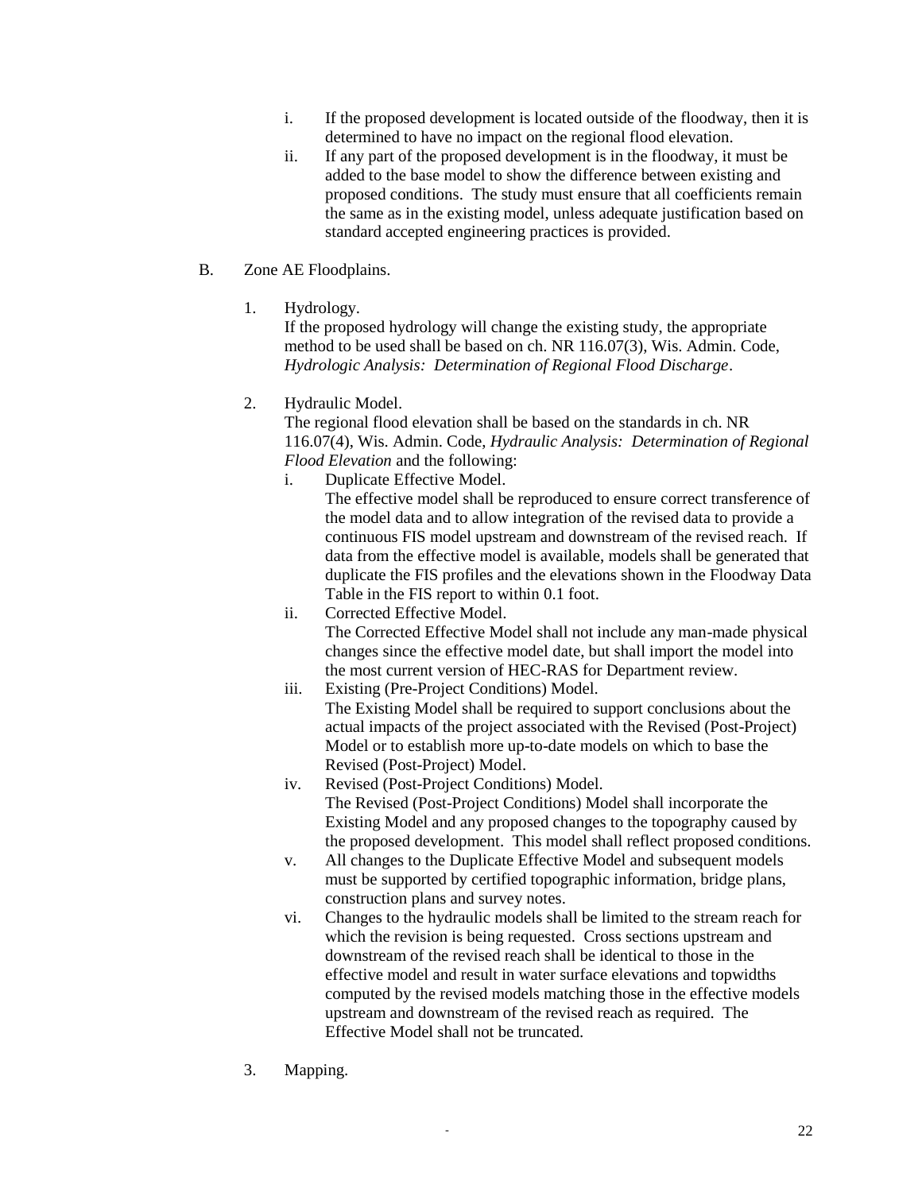i. If the proposed development is located outside of the floodway, then it is determined to have no impact on the regional flood elevation.

ii. If any part of the proposed development is in the floodway, it must be added to the base model to show the difference between existing and proposed conditions. The study must ensure that all coefficients remain the same as in the existing model, unless adequate justification based on standard accepted engineering practices is provided.

B. Zone AE Floodplains.

1. Hydrology.
If the proposed hydrology will change the existing study, the appropriate method to be used shall be based on ch. NR 116.07(3), Wis. Admin. Code, *Hydrologic Analysis: Determination of Regional Flood Discharge*.

2. Hydraulic Model.
The regional flood elevation shall be based on the standards in ch. NR 116.07(4), Wis. Admin. Code, *Hydraulic Analysis: Determination of Regional Flood Elevation* and the following:

i. Duplicate Effective Model.
The effective model shall be reproduced to ensure correct transference of the model data and to allow integration of the revised data to provide a continuous FIS model upstream and downstream of the revised reach. If data from the effective model is available, models shall be generated that duplicate the FIS profiles and the elevations shown in the Floodway Data Table in the FIS report to within 0.1 foot.

ii. Corrected Effective Model.
The Corrected Effective Model shall not include any man-made physical changes since the effective model date, but shall import the model into the most current version of HEC-RAS for Department review.

iii. Existing (Pre-Project Conditions) Model.
The Existing Model shall be required to support conclusions about the actual impacts of the project associated with the Revised (Post-Project) Model or to establish more up-to-date models on which to base the Revised (Post-Project) Model.

iv. Revised (Post-Project Conditions) Model.
The Revised (Post-Project Conditions) Model shall incorporate the Existing Model and any proposed changes to the topography caused by the proposed development. This model shall reflect proposed conditions.

v. All changes to the Duplicate Effective Model and subsequent models must be supported by certified topographic information, bridge plans, construction plans and survey notes.

vi. Changes to the hydraulic models shall be limited to the stream reach for which the revision is being requested. Cross sections upstream and downstream of the revised reach shall be identical to those in the effective model and result in water surface elevations and topwidths computed by the revised models matching those in the effective models upstream and downstream of the revised reach as required. The Effective Model shall not be truncated.

3. Mapping.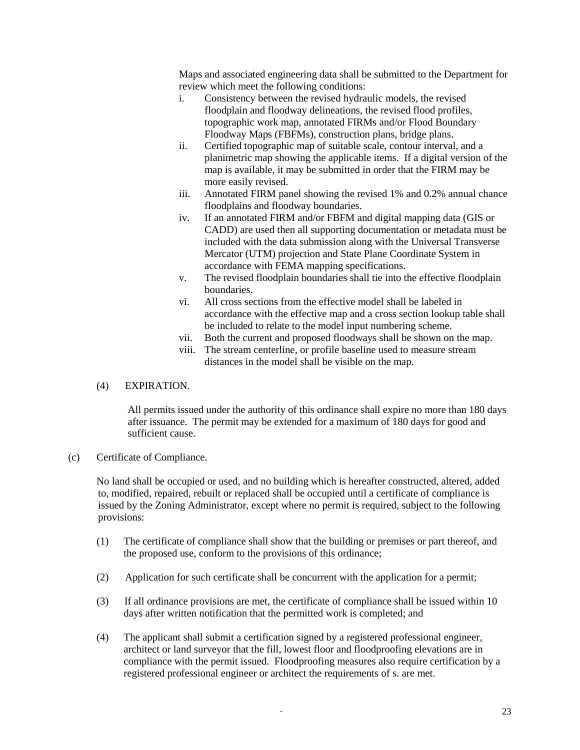Maps and associated engineering data shall be submitted to the Department for review which meet the following conditions:

i. Consistency between the revised hydraulic models, the revised floodplain and floodway delineations, the revised flood profiles, topographic work map, annotated FIRMs and/or Flood Boundary Floodway Maps (FBFMs), construction plans, bridge plans.
ii. Certified topographic map of suitable scale, contour interval, and a planimetric map showing the applicable items. If a digital version of the map is available, it may be submitted in order that the FIRM may be more easily revised.
iii. Annotated FIRM panel showing the revised 1% and 0.2% annual chance floodplains and floodway boundaries.
iv. If an annotated FIRM and/or FBFM and digital mapping data (GIS or CADD) are used then all supporting documentation or metadata must be included with the data submission along with the Universal Transverse Mercator (UTM) projection and State Plane Coordinate System in accordance with FEMA mapping specifications.
v. The revised floodplain boundaries shall tie into the effective floodplain boundaries.
vi. All cross sections from the effective model shall be labeled in accordance with the effective map and a cross section lookup table shall be included to relate to the model input numbering scheme.
vii. Both the current and proposed floodways shall be shown on the map.
viii. The stream centerline, or profile baseline used to measure stream distances in the model shall be visible on the map.

(4) EXPIRATION.

All permits issued under the authority of this ordinance shall expire no more than 180 days after issuance. The permit may be extended for a maximum of 180 days for good and sufficient cause.

(c) Certificate of Compliance.

No land shall be occupied or used, and no building which is hereafter constructed, altered, added to, modified, repaired, rebuilt or replaced shall be occupied until a certificate of compliance is issued by the Zoning Administrator, except where no permit is required, subject to the following provisions:

(1) The certificate of compliance shall show that the building or premises or part thereof, and the proposed use, conform to the provisions of this ordinance;

(2) Application for such certificate shall be concurrent with the application for a permit;

(3) If all ordinance provisions are met, the certificate of compliance shall be issued within 10 days after written notification that the permitted work is completed; and

(4) The applicant shall submit a certification signed by a registered professional engineer, architect or land surveyor that the fill, lowest floor and floodproofing elevations are in compliance with the permit issued. Floodproofing measures also require certification by a registered professional engineer or architect the requirements of s. are met.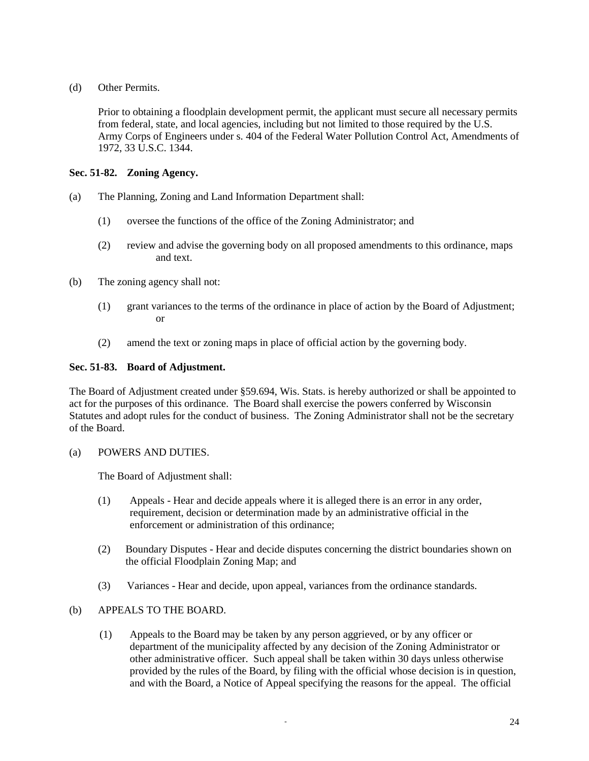(d) Other Permits.

Prior to obtaining a floodplain development permit, the applicant must secure all necessary permits from federal, state, and local agencies, including but not limited to those required by the U.S. Army Corps of Engineers under s. 404 of the Federal Water Pollution Control Act, Amendments of 1972, 33 U.S.C. 1344.

**Sec. 51-82. Zoning Agency.**

(a) The Planning, Zoning and Land Information Department shall:

(1) oversee the functions of the office of the Zoning Administrator; and

(2) review and advise the governing body on all proposed amendments to this ordinance, maps and text.

(b) The zoning agency shall not:

(1) grant variances to the terms of the ordinance in place of action by the Board of Adjustment; or

(2) amend the text or zoning maps in place of official action by the governing body.

**Sec. 51-83. Board of Adjustment.**

The Board of Adjustment created under §59.694, Wis. Stats. is hereby authorized or shall be appointed to act for the purposes of this ordinance. The Board shall exercise the powers conferred by Wisconsin Statutes and adopt rules for the conduct of business. The Zoning Administrator shall not be the secretary of the Board.

(a) POWERS AND DUTIES.

The Board of Adjustment shall:

(1) Appeals - Hear and decide appeals where it is alleged there is an error in any order, requirement, decision or determination made by an administrative official in the enforcement or administration of this ordinance;

(2) Boundary Disputes - Hear and decide disputes concerning the district boundaries shown on the official Floodplain Zoning Map; and

(3) Variances - Hear and decide, upon appeal, variances from the ordinance standards.

(b) APPEALS TO THE BOARD.

(1) Appeals to the Board may be taken by any person aggrieved, or by any officer or department of the municipality affected by any decision of the Zoning Administrator or other administrative officer. Such appeal shall be taken within 30 days unless otherwise provided by the rules of the Board, by filing with the official whose decision is in question, and with the Board, a Notice of Appeal specifying the reasons for the appeal. The official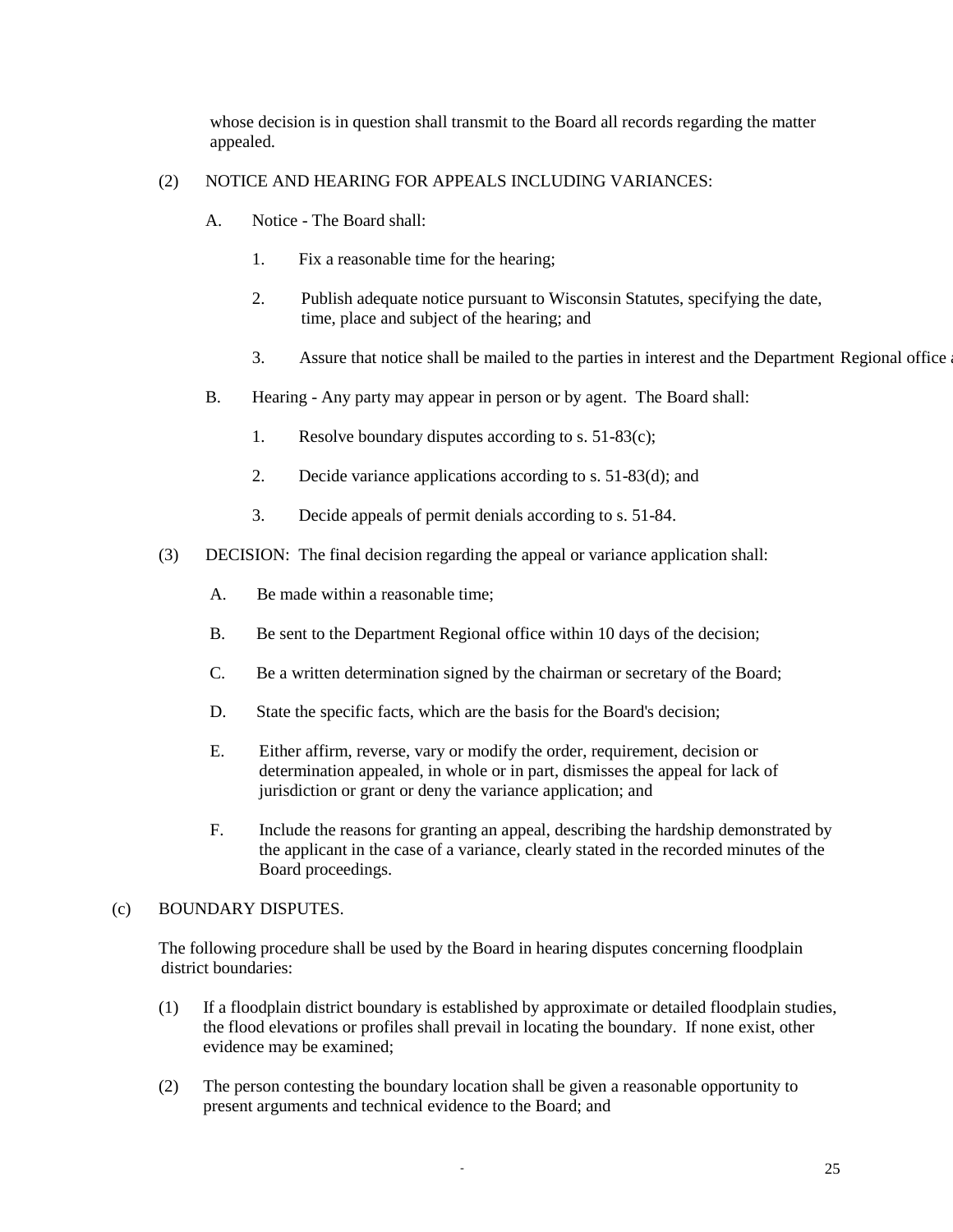whose decision is in question shall transmit to the Board all records regarding the matter appealed.

(2) NOTICE AND HEARING FOR APPEALS INCLUDING VARIANCES:

A. Notice - The Board shall:

1. Fix a reasonable time for the hearing;

2. Publish adequate notice pursuant to Wisconsin Statutes, specifying the date, time, place and subject of the hearing; and

3. Assure that notice shall be mailed to the parties in interest and the Department Regional office a

B. Hearing - Any party may appear in person or by agent. The Board shall:

1. Resolve boundary disputes according to s. 51-83(c);

2. Decide variance applications according to s. 51-83(d); and

3. Decide appeals of permit denials according to s. 51-84.

(3) DECISION: The final decision regarding the appeal or variance application shall:

A. Be made within a reasonable time;

B. Be sent to the Department Regional office within 10 days of the decision;

C. Be a written determination signed by the chairman or secretary of the Board;

D. State the specific facts, which are the basis for the Board's decision;

E. Either affirm, reverse, vary or modify the order, requirement, decision or determination appealed, in whole or in part, dismisses the appeal for lack of jurisdiction or grant or deny the variance application; and

F. Include the reasons for granting an appeal, describing the hardship demonstrated by the applicant in the case of a variance, clearly stated in the recorded minutes of the Board proceedings.

(c) BOUNDARY DISPUTES.

The following procedure shall be used by the Board in hearing disputes concerning floodplain district boundaries:

(1) If a floodplain district boundary is established by approximate or detailed floodplain studies, the flood elevations or profiles shall prevail in locating the boundary. If none exist, other evidence may be examined;

(2) The person contesting the boundary location shall be given a reasonable opportunity to present arguments and technical evidence to the Board; and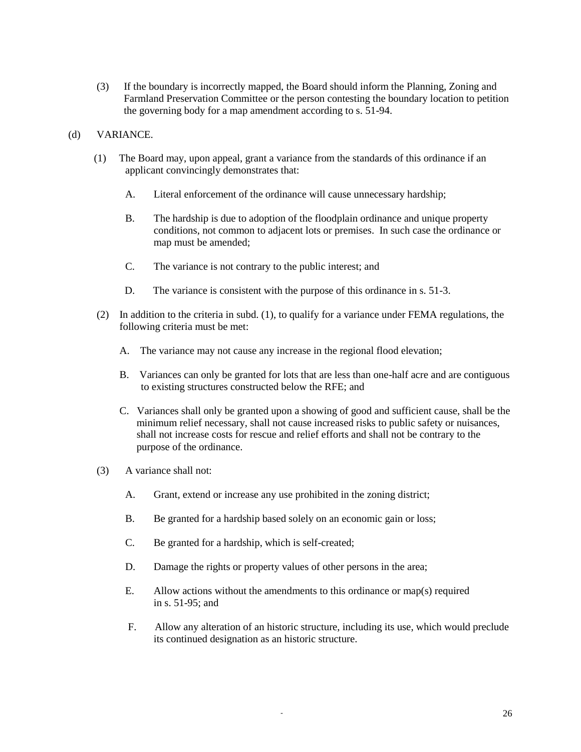(3) If the boundary is incorrectly mapped, the Board should inform the Planning, Zoning and Farmland Preservation Committee or the person contesting the boundary location to petition the governing body for a map amendment according to s. 51-94.

(d) VARIANCE.

(1) The Board may, upon appeal, grant a variance from the standards of this ordinance if an applicant convincingly demonstrates that:

A. Literal enforcement of the ordinance will cause unnecessary hardship;

B. The hardship is due to adoption of the floodplain ordinance and unique property conditions, not common to adjacent lots or premises. In such case the ordinance or map must be amended;

C. The variance is not contrary to the public interest; and

D. The variance is consistent with the purpose of this ordinance in s. 51-3.

(2) In addition to the criteria in subd. (1), to qualify for a variance under FEMA regulations, the following criteria must be met:

A. The variance may not cause any increase in the regional flood elevation;

B. Variances can only be granted for lots that are less than one-half acre and are contiguous to existing structures constructed below the RFE; and

C. Variances shall only be granted upon a showing of good and sufficient cause, shall be the minimum relief necessary, shall not cause increased risks to public safety or nuisances, shall not increase costs for rescue and relief efforts and shall not be contrary to the purpose of the ordinance.

(3) A variance shall not:

A. Grant, extend or increase any use prohibited in the zoning district;

B. Be granted for a hardship based solely on an economic gain or loss;

C. Be granted for a hardship, which is self-created;

D. Damage the rights or property values of other persons in the area;

E. Allow actions without the amendments to this ordinance or map(s) required in s. 51-95; and

F. Allow any alteration of an historic structure, including its use, which would preclude its continued designation as an historic structure.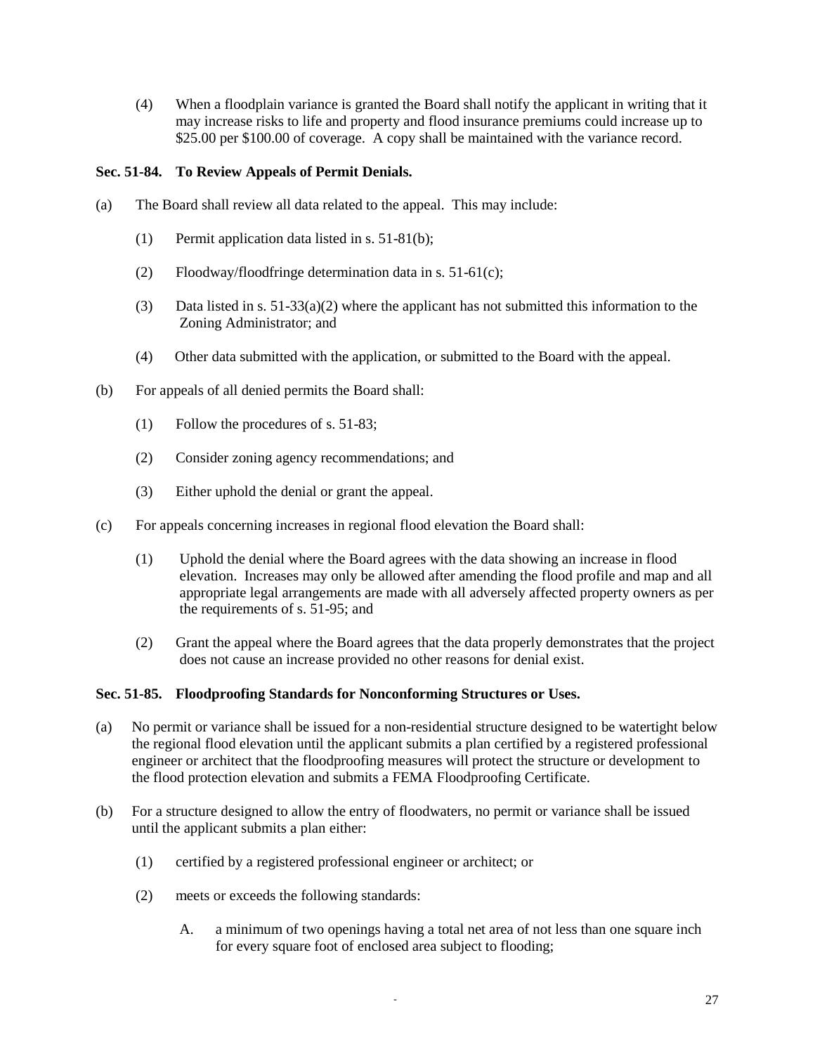(4) When a floodplain variance is granted the Board shall notify the applicant in writing that it may increase risks to life and property and flood insurance premiums could increase up to $25.00 per $100.00 of coverage. A copy shall be maintained with the variance record.

**Sec. 51-84. To Review Appeals of Permit Denials.**

(a) The Board shall review all data related to the appeal. This may include:

(1) Permit application data listed in s. 51-81(b);

(2) Floodway/floodfringe determination data in s. 51-61(c);

(3) Data listed in s. 51-33(a)(2) where the applicant has not submitted this information to the Zoning Administrator; and

(4) Other data submitted with the application, or submitted to the Board with the appeal.

(b) For appeals of all denied permits the Board shall:

(1) Follow the procedures of s. 51-83;

(2) Consider zoning agency recommendations; and

(3) Either uphold the denial or grant the appeal.

(c) For appeals concerning increases in regional flood elevation the Board shall:

(1) Uphold the denial where the Board agrees with the data showing an increase in flood elevation. Increases may only be allowed after amending the flood profile and map and all appropriate legal arrangements are made with all adversely affected property owners as per the requirements of s. 51-95; and

(2) Grant the appeal where the Board agrees that the data properly demonstrates that the project does not cause an increase provided no other reasons for denial exist.

**Sec. 51-85. Floodproofing Standards for Nonconforming Structures or Uses.**

(a) No permit or variance shall be issued for a non-residential structure designed to be watertight below the regional flood elevation until the applicant submits a plan certified by a registered professional engineer or architect that the floodproofing measures will protect the structure or development to the flood protection elevation and submits a FEMA Floodproofing Certificate.

(b) For a structure designed to allow the entry of floodwaters, no permit or variance shall be issued until the applicant submits a plan either:

(1) certified by a registered professional engineer or architect; or

(2) meets or exceeds the following standards:

A. a minimum of two openings having a total net area of not less than one square inch for every square foot of enclosed area subject to flooding;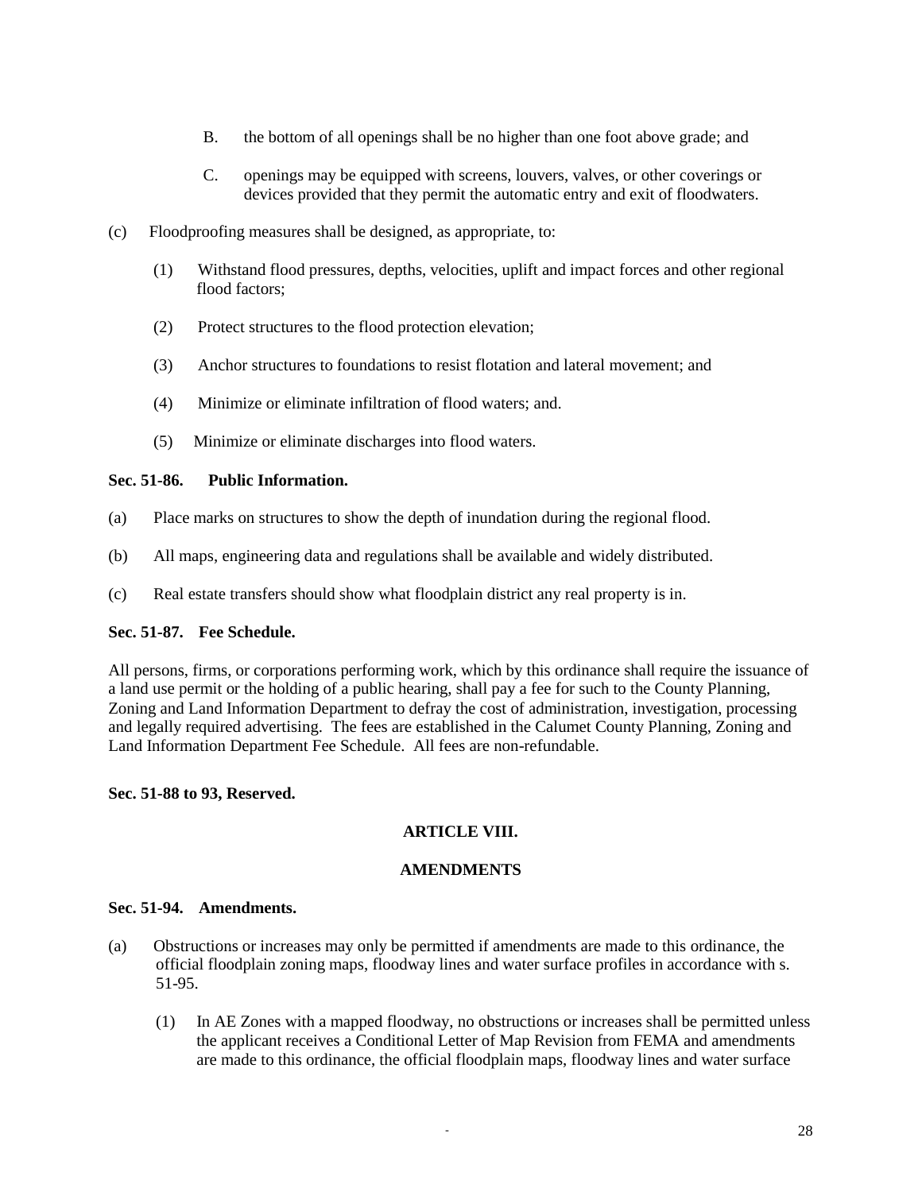B. the bottom of all openings shall be no higher than one foot above grade; and

C. openings may be equipped with screens, louvers, valves, or other coverings or devices provided that they permit the automatic entry and exit of floodwaters.

(c) Floodproofing measures shall be designed, as appropriate, to:

(1) Withstand flood pressures, depths, velocities, uplift and impact forces and other regional flood factors;

(2) Protect structures to the flood protection elevation;

(3) Anchor structures to foundations to resist flotation and lateral movement; and

(4) Minimize or eliminate infiltration of flood waters; and.

(5) Minimize or eliminate discharges into flood waters.

**Sec. 51-86. Public Information.**

(a) Place marks on structures to show the depth of inundation during the regional flood.

(b) All maps, engineering data and regulations shall be available and widely distributed.

(c) Real estate transfers should show what floodplain district any real property is in.

**Sec. 51-87. Fee Schedule.**

All persons, firms, or corporations performing work, which by this ordinance shall require the issuance of a land use permit or the holding of a public hearing, shall pay a fee for such to the County Planning, Zoning and Land Information Department to defray the cost of administration, investigation, processing and legally required advertising. The fees are established in the Calumet County Planning, Zoning and Land Information Department Fee Schedule. All fees are non-refundable.

**Sec. 51-88 to 93, Reserved.**

## ARTICLE VIII.

## AMENDMENTS

**Sec. 51-94. Amendments.**

(a) Obstructions or increases may only be permitted if amendments are made to this ordinance, the official floodplain zoning maps, floodway lines and water surface profiles in accordance with s. 51-95.

(1) In AE Zones with a mapped floodway, no obstructions or increases shall be permitted unless the applicant receives a Conditional Letter of Map Revision from FEMA and amendments are made to this ordinance, the official floodplain maps, floodway lines and water surface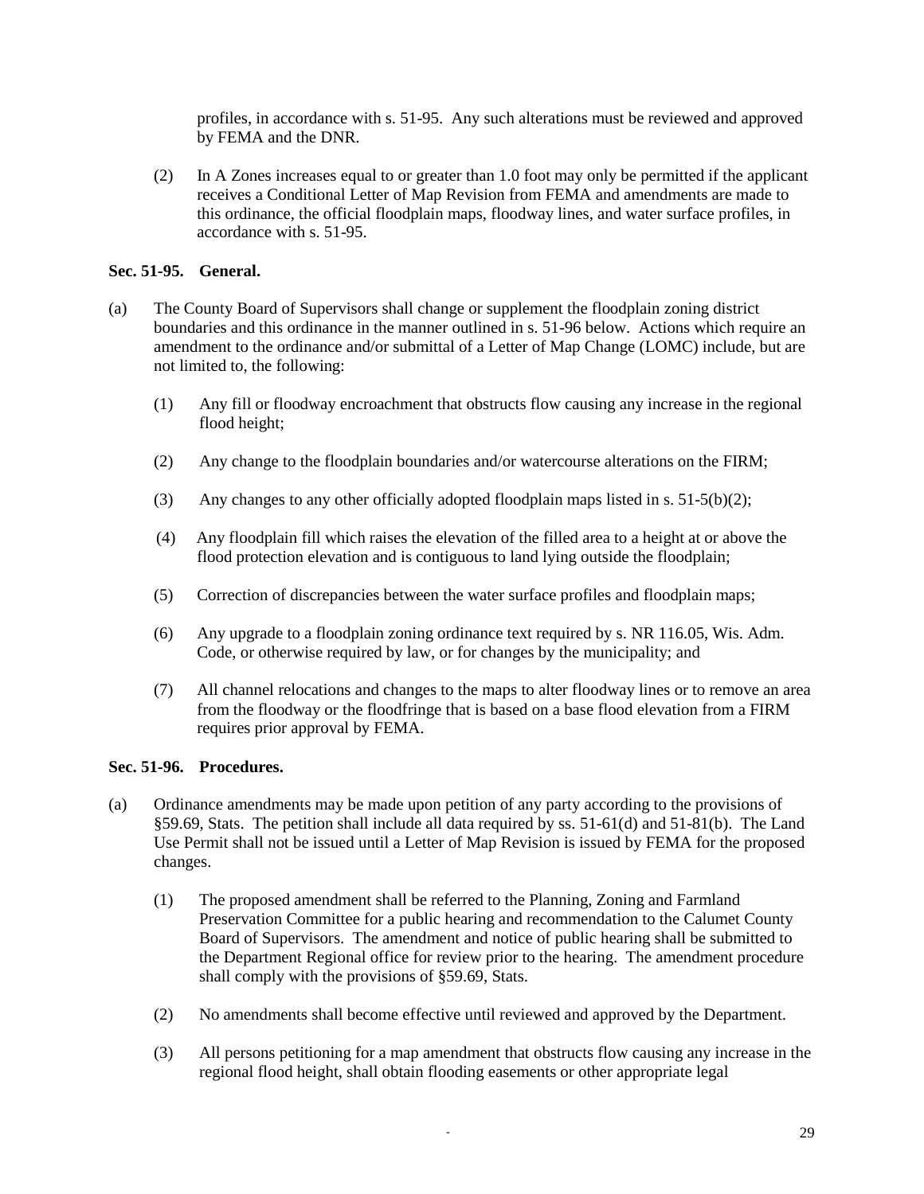profiles, in accordance with s. 51-95. Any such alterations must be reviewed and approved by FEMA and the DNR.

(2) In A Zones increases equal to or greater than 1.0 foot may only be permitted if the applicant receives a Conditional Letter of Map Revision from FEMA and amendments are made to this ordinance, the official floodplain maps, floodway lines, and water surface profiles, in accordance with s. 51-95.

**Sec. 51-95. General.**

(a) The County Board of Supervisors shall change or supplement the floodplain zoning district boundaries and this ordinance in the manner outlined in s. 51-96 below. Actions which require an amendment to the ordinance and/or submittal of a Letter of Map Change (LOMC) include, but are not limited to, the following:

(1) Any fill or floodway encroachment that obstructs flow causing any increase in the regional flood height;

(2) Any change to the floodplain boundaries and/or watercourse alterations on the FIRM;

(3) Any changes to any other officially adopted floodplain maps listed in s. 51-5(b)(2);

(4) Any floodplain fill which raises the elevation of the filled area to a height at or above the flood protection elevation and is contiguous to land lying outside the floodplain;

(5) Correction of discrepancies between the water surface profiles and floodplain maps;

(6) Any upgrade to a floodplain zoning ordinance text required by s. NR 116.05, Wis. Adm. Code, or otherwise required by law, or for changes by the municipality; and

(7) All channel relocations and changes to the maps to alter floodway lines or to remove an area from the floodway or the floodfringe that is based on a base flood elevation from a FIRM requires prior approval by FEMA.

**Sec. 51-96. Procedures.**

(a) Ordinance amendments may be made upon petition of any party according to the provisions of §59.69, Stats. The petition shall include all data required by ss. 51-61(d) and 51-81(b). The Land Use Permit shall not be issued until a Letter of Map Revision is issued by FEMA for the proposed changes.

(1) The proposed amendment shall be referred to the Planning, Zoning and Farmland Preservation Committee for a public hearing and recommendation to the Calumet County Board of Supervisors. The amendment and notice of public hearing shall be submitted to the Department Regional office for review prior to the hearing. The amendment procedure shall comply with the provisions of §59.69, Stats.

(2) No amendments shall become effective until reviewed and approved by the Department.

(3) All persons petitioning for a map amendment that obstructs flow causing any increase in the regional flood height, shall obtain flooding easements or other appropriate legal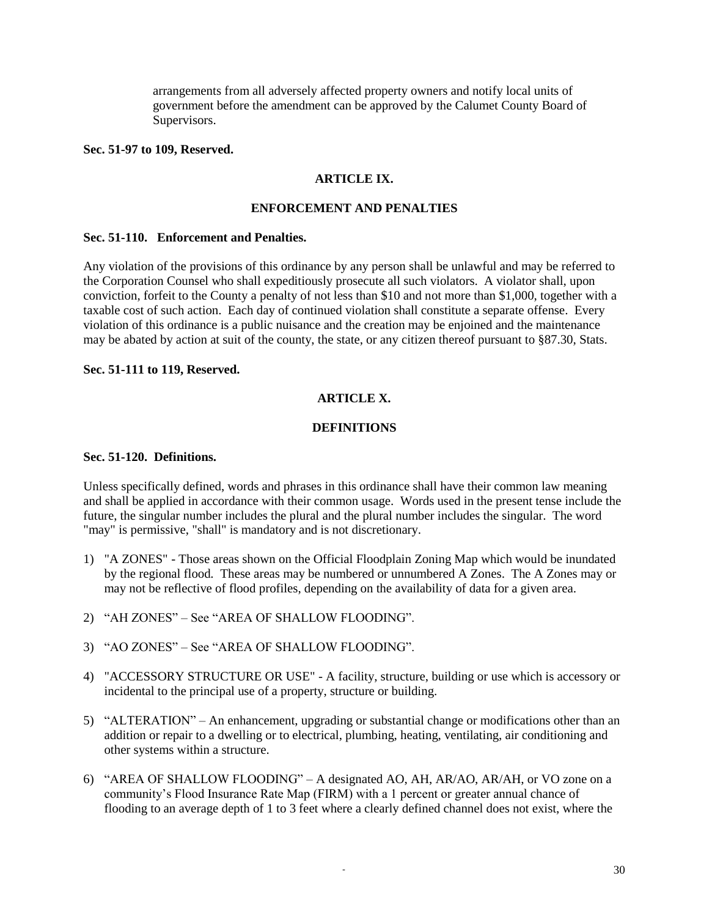arrangements from all adversely affected property owners and notify local units of government before the amendment can be approved by the Calumet County Board of Supervisors.

**Sec. 51-97 to 109, Reserved.**

## ARTICLE IX.

## ENFORCEMENT AND PENALTIES

**Sec. 51-110. Enforcement and Penalties.**

Any violation of the provisions of this ordinance by any person shall be unlawful and may be referred to the Corporation Counsel who shall expeditiously prosecute all such violators. A violator shall, upon conviction, forfeit to the County a penalty of not less than $10 and not more than $1,000, together with a taxable cost of such action. Each day of continued violation shall constitute a separate offense. Every violation of this ordinance is a public nuisance and the creation may be enjoined and the maintenance may be abated by action at suit of the county, the state, or any citizen thereof pursuant to §87.30, Stats.

**Sec. 51-111 to 119, Reserved.**

## ARTICLE X.

## DEFINITIONS

**Sec. 51-120. Definitions.**

Unless specifically defined, words and phrases in this ordinance shall have their common law meaning and shall be applied in accordance with their common usage. Words used in the present tense include the future, the singular number includes the plural and the plural number includes the singular. The word "may" is permissive, "shall" is mandatory and is not discretionary.

1) "A ZONES" - Those areas shown on the Official Floodplain Zoning Map which would be inundated by the regional flood. These areas may be numbered or unnumbered A Zones. The A Zones may or may not be reflective of flood profiles, depending on the availability of data for a given area.

2) "AH ZONES" – See "AREA OF SHALLOW FLOODING".

3) "AO ZONES" – See "AREA OF SHALLOW FLOODING".

4) "ACCESSORY STRUCTURE OR USE" - A facility, structure, building or use which is accessory or incidental to the principal use of a property, structure or building.

5) "ALTERATION" – An enhancement, upgrading or substantial change or modifications other than an addition or repair to a dwelling or to electrical, plumbing, heating, ventilating, air conditioning and other systems within a structure.

6) "AREA OF SHALLOW FLOODING" – A designated AO, AH, AR/AO, AR/AH, or VO zone on a community's Flood Insurance Rate Map (FIRM) with a 1 percent or greater annual chance of flooding to an average depth of 1 to 3 feet where a clearly defined channel does not exist, where the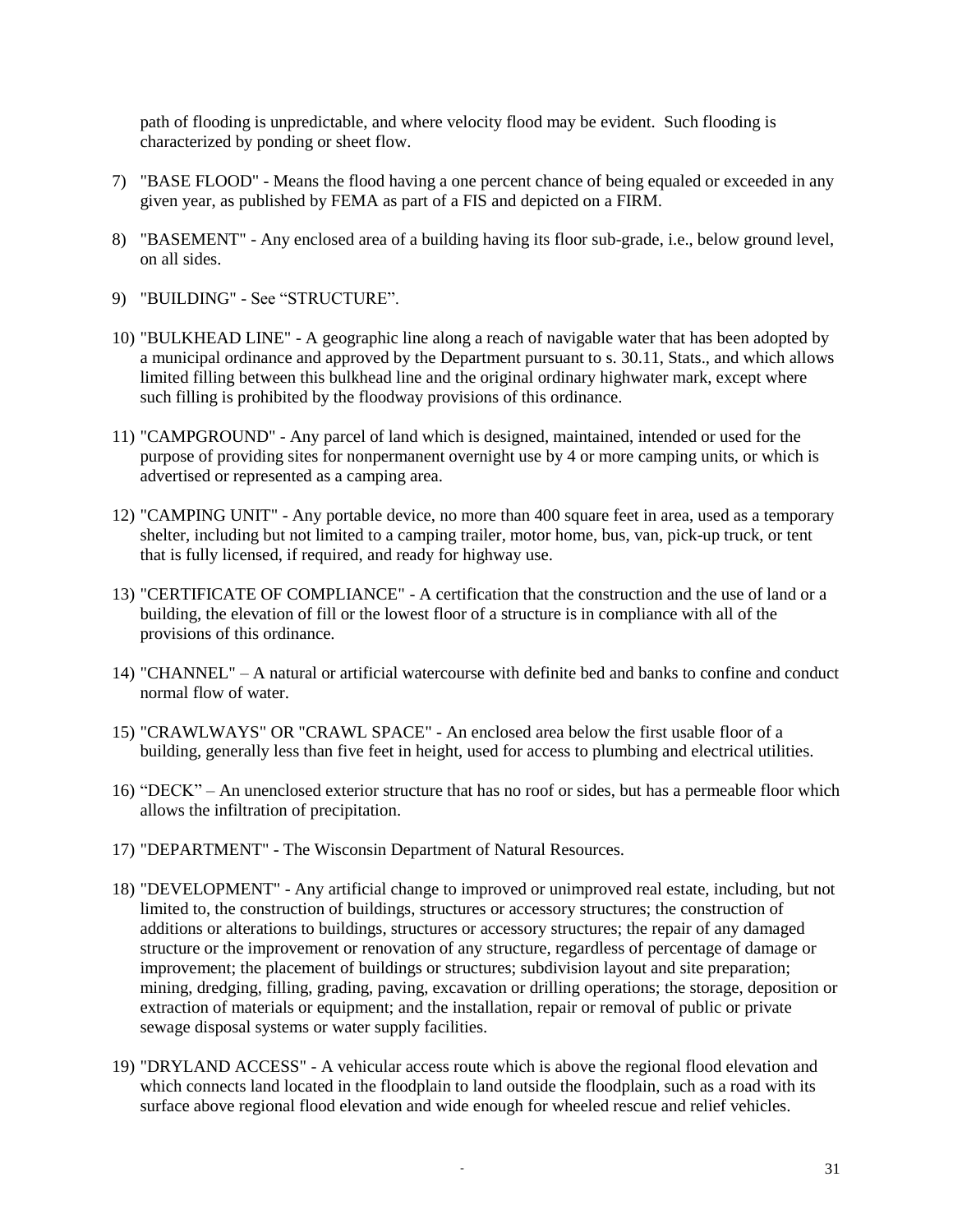path of flooding is unpredictable, and where velocity flood may be evident. Such flooding is characterized by ponding or sheet flow.

7) "BASE FLOOD" - Means the flood having a one percent chance of being equaled or exceeded in any given year, as published by FEMA as part of a FIS and depicted on a FIRM.

8) "BASEMENT" - Any enclosed area of a building having its floor sub-grade, i.e., below ground level, on all sides.

9) "BUILDING" - See "STRUCTURE".

10) "BULKHEAD LINE" - A geographic line along a reach of navigable water that has been adopted by a municipal ordinance and approved by the Department pursuant to s. 30.11, Stats., and which allows limited filling between this bulkhead line and the original ordinary highwater mark, except where such filling is prohibited by the floodway provisions of this ordinance.

11) "CAMPGROUND" - Any parcel of land which is designed, maintained, intended or used for the purpose of providing sites for nonpermanent overnight use by 4 or more camping units, or which is advertised or represented as a camping area.

12) "CAMPING UNIT" - Any portable device, no more than 400 square feet in area, used as a temporary shelter, including but not limited to a camping trailer, motor home, bus, van, pick-up truck, or tent that is fully licensed, if required, and ready for highway use.

13) "CERTIFICATE OF COMPLIANCE" - A certification that the construction and the use of land or a building, the elevation of fill or the lowest floor of a structure is in compliance with all of the provisions of this ordinance.

14) "CHANNEL" – A natural or artificial watercourse with definite bed and banks to confine and conduct normal flow of water.

15) "CRAWLWAYS" OR "CRAWL SPACE" - An enclosed area below the first usable floor of a building, generally less than five feet in height, used for access to plumbing and electrical utilities.

16) "DECK" – An unenclosed exterior structure that has no roof or sides, but has a permeable floor which allows the infiltration of precipitation.

17) "DEPARTMENT" - The Wisconsin Department of Natural Resources.

18) "DEVELOPMENT" - Any artificial change to improved or unimproved real estate, including, but not limited to, the construction of buildings, structures or accessory structures; the construction of additions or alterations to buildings, structures or accessory structures; the repair of any damaged structure or the improvement or renovation of any structure, regardless of percentage of damage or improvement; the placement of buildings or structures; subdivision layout and site preparation; mining, dredging, filling, grading, paving, excavation or drilling operations; the storage, deposition or extraction of materials or equipment; and the installation, repair or removal of public or private sewage disposal systems or water supply facilities.

19) "DRYLAND ACCESS" - A vehicular access route which is above the regional flood elevation and which connects land located in the floodplain to land outside the floodplain, such as a road with its surface above regional flood elevation and wide enough for wheeled rescue and relief vehicles.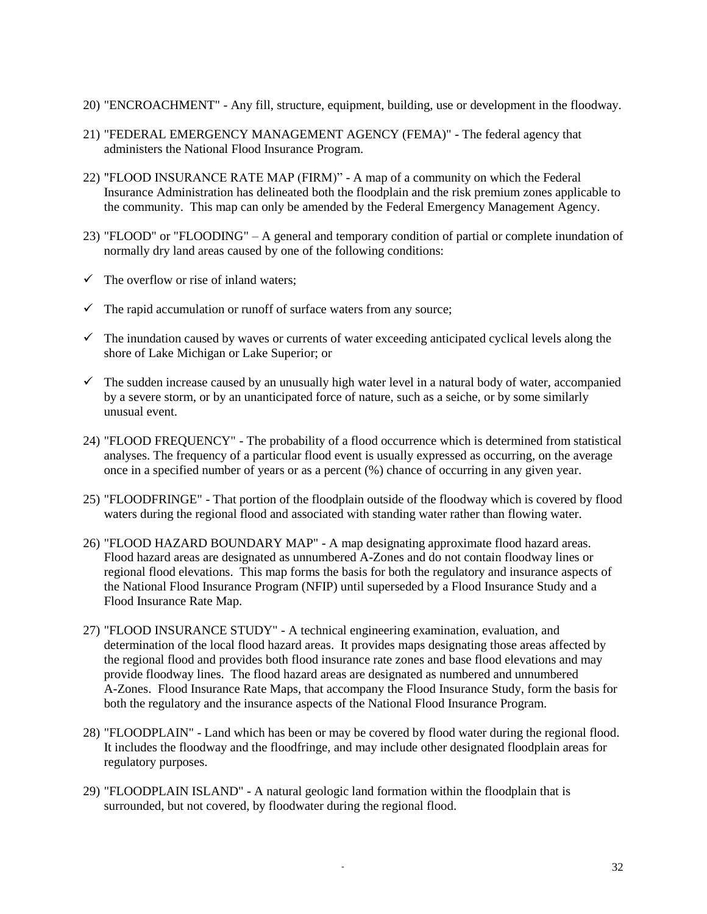20) "ENCROACHMENT" - Any fill, structure, equipment, building, use or development in the floodway.

21) "FEDERAL EMERGENCY MANAGEMENT AGENCY (FEMA)" - The federal agency that administers the National Flood Insurance Program.

22) "FLOOD INSURANCE RATE MAP (FIRM)" - A map of a community on which the Federal Insurance Administration has delineated both the floodplain and the risk premium zones applicable to the community. This map can only be amended by the Federal Emergency Management Agency.

23) "FLOOD" or "FLOODING" – A general and temporary condition of partial or complete inundation of normally dry land areas caused by one of the following conditions:

- ✓ The overflow or rise of inland waters;
- ✓ The rapid accumulation or runoff of surface waters from any source;
- ✓ The inundation caused by waves or currents of water exceeding anticipated cyclical levels along the shore of Lake Michigan or Lake Superior; or
- ✓ The sudden increase caused by an unusually high water level in a natural body of water, accompanied by a severe storm, or by an unanticipated force of nature, such as a seiche, or by some similarly unusual event.

24) "FLOOD FREQUENCY" - The probability of a flood occurrence which is determined from statistical analyses. The frequency of a particular flood event is usually expressed as occurring, on the average once in a specified number of years or as a percent (%) chance of occurring in any given year.

25) "FLOODFRINGE" - That portion of the floodplain outside of the floodway which is covered by flood waters during the regional flood and associated with standing water rather than flowing water.

26) "FLOOD HAZARD BOUNDARY MAP" - A map designating approximate flood hazard areas. Flood hazard areas are designated as unnumbered A-Zones and do not contain floodway lines or regional flood elevations. This map forms the basis for both the regulatory and insurance aspects of the National Flood Insurance Program (NFIP) until superseded by a Flood Insurance Study and a Flood Insurance Rate Map.

27) "FLOOD INSURANCE STUDY" - A technical engineering examination, evaluation, and determination of the local flood hazard areas. It provides maps designating those areas affected by the regional flood and provides both flood insurance rate zones and base flood elevations and may provide floodway lines. The flood hazard areas are designated as numbered and unnumbered A-Zones. Flood Insurance Rate Maps, that accompany the Flood Insurance Study, form the basis for both the regulatory and the insurance aspects of the National Flood Insurance Program.

28) "FLOODPLAIN" - Land which has been or may be covered by flood water during the regional flood. It includes the floodway and the floodfringe, and may include other designated floodplain areas for regulatory purposes.

29) "FLOODPLAIN ISLAND" - A natural geologic land formation within the floodplain that is surrounded, but not covered, by floodwater during the regional flood.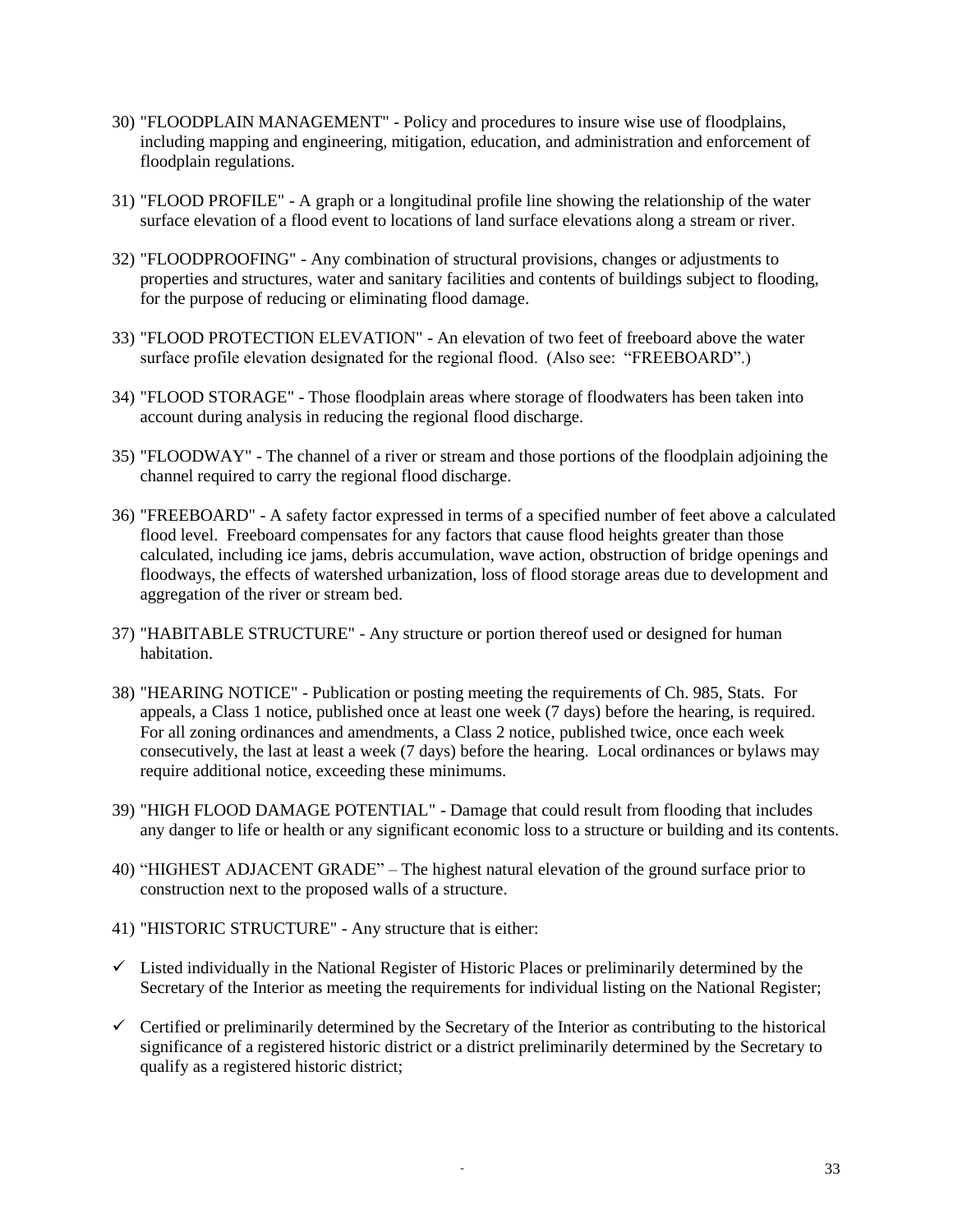30) "FLOODPLAIN MANAGEMENT" - Policy and procedures to insure wise use of floodplains, including mapping and engineering, mitigation, education, and administration and enforcement of floodplain regulations.

31) "FLOOD PROFILE" - A graph or a longitudinal profile line showing the relationship of the water surface elevation of a flood event to locations of land surface elevations along a stream or river.

32) "FLOODPROOFING" - Any combination of structural provisions, changes or adjustments to properties and structures, water and sanitary facilities and contents of buildings subject to flooding, for the purpose of reducing or eliminating flood damage.

33) "FLOOD PROTECTION ELEVATION" - An elevation of two feet of freeboard above the water surface profile elevation designated for the regional flood. (Also see: "FREEBOARD".)

34) "FLOOD STORAGE" - Those floodplain areas where storage of floodwaters has been taken into account during analysis in reducing the regional flood discharge.

35) "FLOODWAY" - The channel of a river or stream and those portions of the floodplain adjoining the channel required to carry the regional flood discharge.

36) "FREEBOARD" - A safety factor expressed in terms of a specified number of feet above a calculated flood level. Freeboard compensates for any factors that cause flood heights greater than those calculated, including ice jams, debris accumulation, wave action, obstruction of bridge openings and floodways, the effects of watershed urbanization, loss of flood storage areas due to development and aggregation of the river or stream bed.

37) "HABITABLE STRUCTURE" - Any structure or portion thereof used or designed for human habitation.

38) "HEARING NOTICE" - Publication or posting meeting the requirements of Ch. 985, Stats. For appeals, a Class 1 notice, published once at least one week (7 days) before the hearing, is required. For all zoning ordinances and amendments, a Class 2 notice, published twice, once each week consecutively, the last at least a week (7 days) before the hearing. Local ordinances or bylaws may require additional notice, exceeding these minimums.

39) "HIGH FLOOD DAMAGE POTENTIAL" - Damage that could result from flooding that includes any danger to life or health or any significant economic loss to a structure or building and its contents.

40) "HIGHEST ADJACENT GRADE" – The highest natural elevation of the ground surface prior to construction next to the proposed walls of a structure.

41) "HISTORIC STRUCTURE" - Any structure that is either:

- ✓ Listed individually in the National Register of Historic Places or preliminarily determined by the Secretary of the Interior as meeting the requirements for individual listing on the National Register;
- ✓ Certified or preliminarily determined by the Secretary of the Interior as contributing to the historical significance of a registered historic district or a district preliminarily determined by the Secretary to qualify as a registered historic district;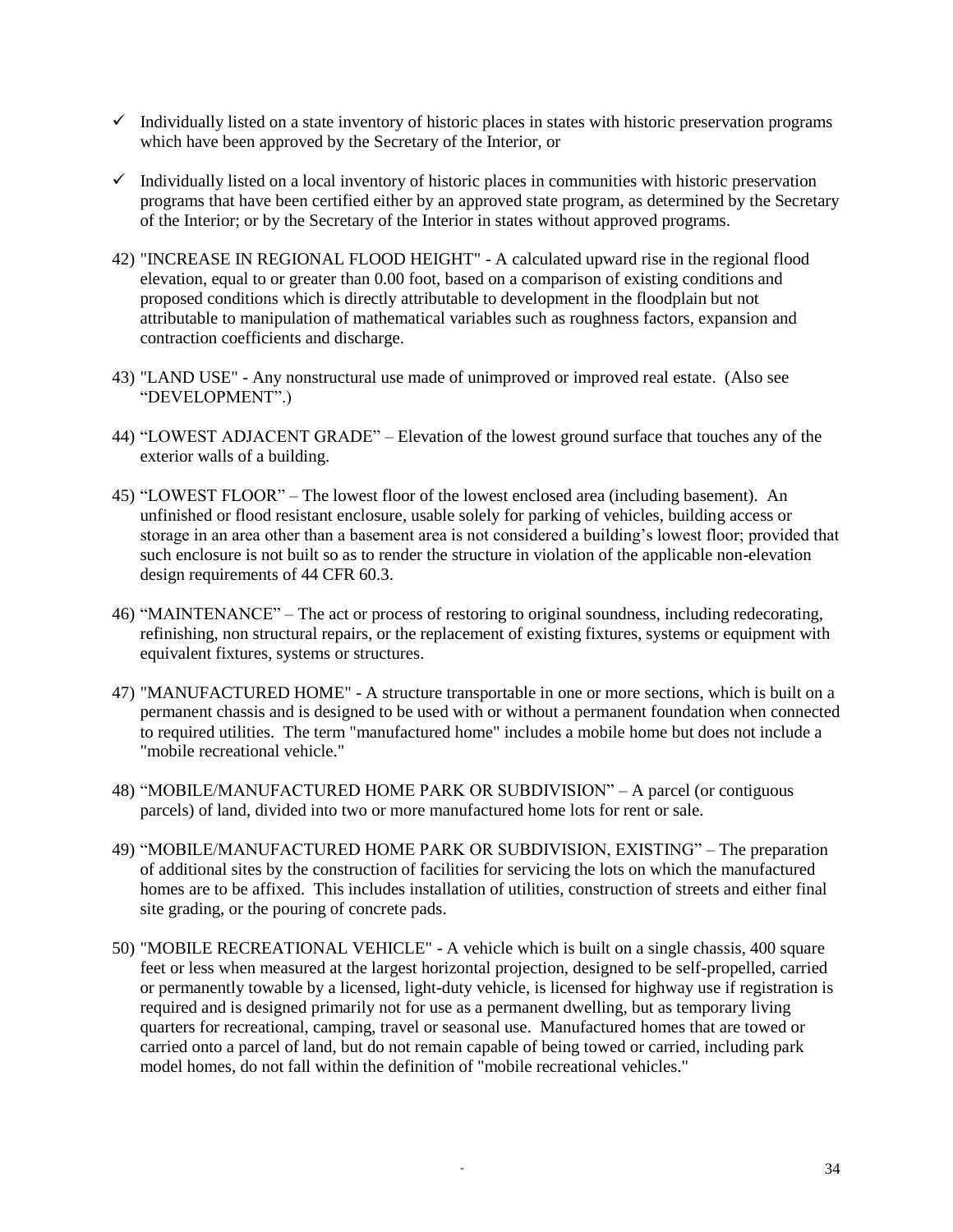- ✓ Individually listed on a state inventory of historic places in states with historic preservation programs which have been approved by the Secretary of the Interior, or

- ✓ Individually listed on a local inventory of historic places in communities with historic preservation programs that have been certified either by an approved state program, as determined by the Secretary of the Interior; or by the Secretary of the Interior in states without approved programs.

42) "INCREASE IN REGIONAL FLOOD HEIGHT" - A calculated upward rise in the regional flood elevation, equal to or greater than 0.00 foot, based on a comparison of existing conditions and proposed conditions which is directly attributable to development in the floodplain but not attributable to manipulation of mathematical variables such as roughness factors, expansion and contraction coefficients and discharge.

43) "LAND USE" - Any nonstructural use made of unimproved or improved real estate. (Also see "DEVELOPMENT".)

44) "LOWEST ADJACENT GRADE" – Elevation of the lowest ground surface that touches any of the exterior walls of a building.

45) "LOWEST FLOOR" – The lowest floor of the lowest enclosed area (including basement). An unfinished or flood resistant enclosure, usable solely for parking of vehicles, building access or storage in an area other than a basement area is not considered a building's lowest floor; provided that such enclosure is not built so as to render the structure in violation of the applicable non-elevation design requirements of 44 CFR 60.3.

46) "MAINTENANCE" – The act or process of restoring to original soundness, including redecorating, refinishing, non structural repairs, or the replacement of existing fixtures, systems or equipment with equivalent fixtures, systems or structures.

47) "MANUFACTURED HOME" - A structure transportable in one or more sections, which is built on a permanent chassis and is designed to be used with or without a permanent foundation when connected to required utilities. The term "manufactured home" includes a mobile home but does not include a "mobile recreational vehicle."

48) "MOBILE/MANUFACTURED HOME PARK OR SUBDIVISION" – A parcel (or contiguous parcels) of land, divided into two or more manufactured home lots for rent or sale.

49) "MOBILE/MANUFACTURED HOME PARK OR SUBDIVISION, EXISTING" – The preparation of additional sites by the construction of facilities for servicing the lots on which the manufactured homes are to be affixed. This includes installation of utilities, construction of streets and either final site grading, or the pouring of concrete pads.

50) "MOBILE RECREATIONAL VEHICLE" - A vehicle which is built on a single chassis, 400 square feet or less when measured at the largest horizontal projection, designed to be self-propelled, carried or permanently towable by a licensed, light-duty vehicle, is licensed for highway use if registration is required and is designed primarily not for use as a permanent dwelling, but as temporary living quarters for recreational, camping, travel or seasonal use. Manufactured homes that are towed or carried onto a parcel of land, but do not remain capable of being towed or carried, including park model homes, do not fall within the definition of "mobile recreational vehicles."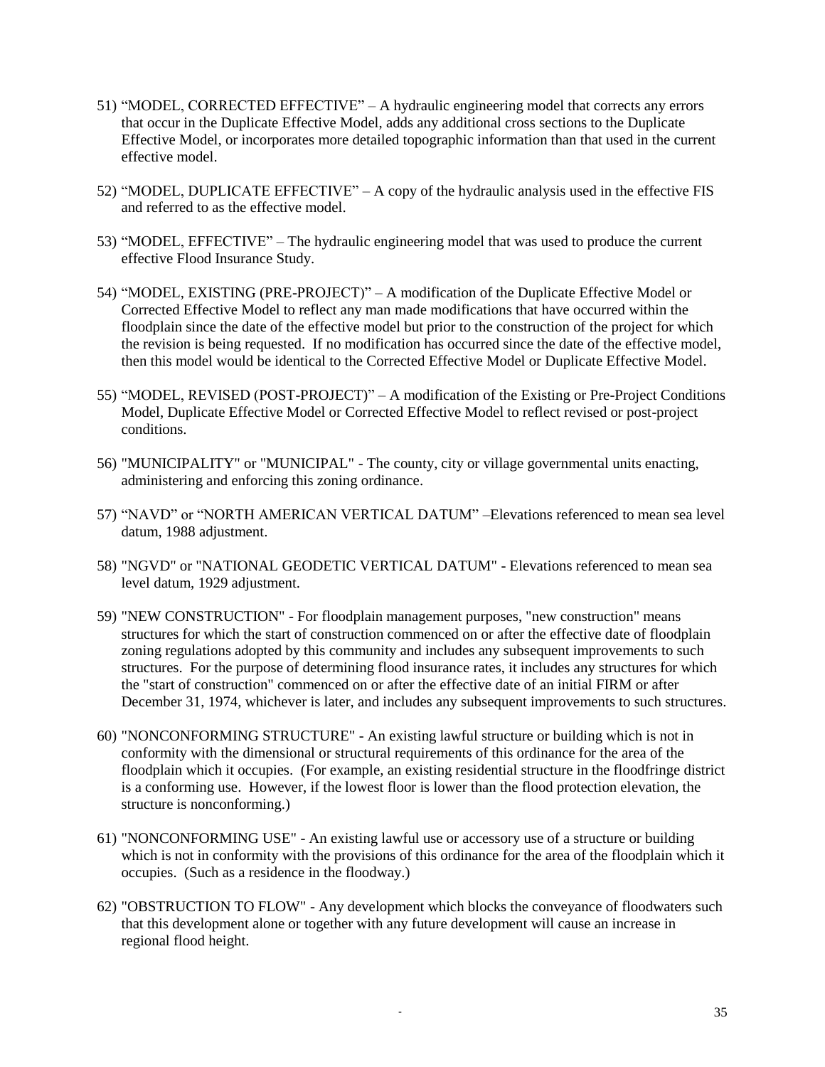51) “MODEL, CORRECTED EFFECTIVE” – A hydraulic engineering model that corrects any errors that occur in the Duplicate Effective Model, adds any additional cross sections to the Duplicate Effective Model, or incorporates more detailed topographic information than that used in the current effective model.

52) “MODEL, DUPLICATE EFFECTIVE” – A copy of the hydraulic analysis used in the effective FIS and referred to as the effective model.

53) “MODEL, EFFECTIVE” – The hydraulic engineering model that was used to produce the current effective Flood Insurance Study.

54) “MODEL, EXISTING (PRE-PROJECT)” – A modification of the Duplicate Effective Model or Corrected Effective Model to reflect any man made modifications that have occurred within the floodplain since the date of the effective model but prior to the construction of the project for which the revision is being requested. If no modification has occurred since the date of the effective model, then this model would be identical to the Corrected Effective Model or Duplicate Effective Model.

55) “MODEL, REVISED (POST-PROJECT)” – A modification of the Existing or Pre-Project Conditions Model, Duplicate Effective Model or Corrected Effective Model to reflect revised or post-project conditions.

56) "MUNICIPALITY" or "MUNICIPAL" - The county, city or village governmental units enacting, administering and enforcing this zoning ordinance.

57) “NAVD” or “NORTH AMERICAN VERTICAL DATUM” –Elevations referenced to mean sea level datum, 1988 adjustment.

58) "NGVD" or "NATIONAL GEODETIC VERTICAL DATUM" - Elevations referenced to mean sea level datum, 1929 adjustment.

59) "NEW CONSTRUCTION" - For floodplain management purposes, "new construction" means structures for which the start of construction commenced on or after the effective date of floodplain zoning regulations adopted by this community and includes any subsequent improvements to such structures. For the purpose of determining flood insurance rates, it includes any structures for which the "start of construction" commenced on or after the effective date of an initial FIRM or after December 31, 1974, whichever is later, and includes any subsequent improvements to such structures.

60) "NONCONFORMING STRUCTURE" - An existing lawful structure or building which is not in conformity with the dimensional or structural requirements of this ordinance for the area of the floodplain which it occupies. (For example, an existing residential structure in the floodfringe district is a conforming use. However, if the lowest floor is lower than the flood protection elevation, the structure is nonconforming.)

61) "NONCONFORMING USE" - An existing lawful use or accessory use of a structure or building which is not in conformity with the provisions of this ordinance for the area of the floodplain which it occupies. (Such as a residence in the floodway.)

62) "OBSTRUCTION TO FLOW" - Any development which blocks the conveyance of floodwaters such that this development alone or together with any future development will cause an increase in regional flood height.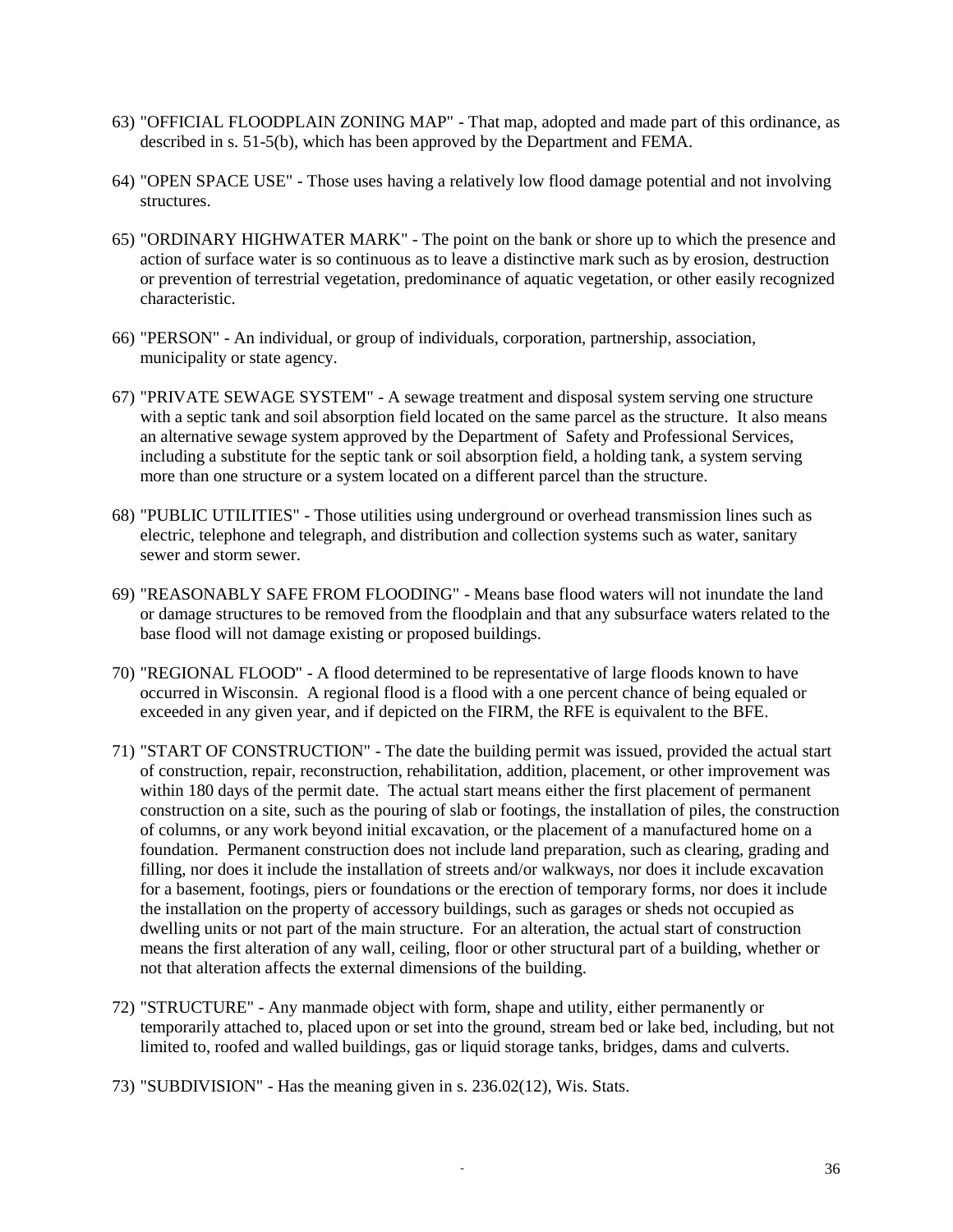63) "OFFICIAL FLOODPLAIN ZONING MAP" - That map, adopted and made part of this ordinance, as described in s. 51-5(b), which has been approved by the Department and FEMA.

64) "OPEN SPACE USE" - Those uses having a relatively low flood damage potential and not involving structures.

65) "ORDINARY HIGHWATER MARK" - The point on the bank or shore up to which the presence and action of surface water is so continuous as to leave a distinctive mark such as by erosion, destruction or prevention of terrestrial vegetation, predominance of aquatic vegetation, or other easily recognized characteristic.

66) "PERSON" - An individual, or group of individuals, corporation, partnership, association, municipality or state agency.

67) "PRIVATE SEWAGE SYSTEM" - A sewage treatment and disposal system serving one structure with a septic tank and soil absorption field located on the same parcel as the structure. It also means an alternative sewage system approved by the Department of Safety and Professional Services, including a substitute for the septic tank or soil absorption field, a holding tank, a system serving more than one structure or a system located on a different parcel than the structure.

68) "PUBLIC UTILITIES" - Those utilities using underground or overhead transmission lines such as electric, telephone and telegraph, and distribution and collection systems such as water, sanitary sewer and storm sewer.

69) "REASONABLY SAFE FROM FLOODING" - Means base flood waters will not inundate the land or damage structures to be removed from the floodplain and that any subsurface waters related to the base flood will not damage existing or proposed buildings.

70) "REGIONAL FLOOD" - A flood determined to be representative of large floods known to have occurred in Wisconsin. A regional flood is a flood with a one percent chance of being equaled or exceeded in any given year, and if depicted on the FIRM, the RFE is equivalent to the BFE.

71) "START OF CONSTRUCTION" - The date the building permit was issued, provided the actual start of construction, repair, reconstruction, rehabilitation, addition, placement, or other improvement was within 180 days of the permit date. The actual start means either the first placement of permanent construction on a site, such as the pouring of slab or footings, the installation of piles, the construction of columns, or any work beyond initial excavation, or the placement of a manufactured home on a foundation. Permanent construction does not include land preparation, such as clearing, grading and filling, nor does it include the installation of streets and/or walkways, nor does it include excavation for a basement, footings, piers or foundations or the erection of temporary forms, nor does it include the installation on the property of accessory buildings, such as garages or sheds not occupied as dwelling units or not part of the main structure. For an alteration, the actual start of construction means the first alteration of any wall, ceiling, floor or other structural part of a building, whether or not that alteration affects the external dimensions of the building.

72) "STRUCTURE" - Any manmade object with form, shape and utility, either permanently or temporarily attached to, placed upon or set into the ground, stream bed or lake bed, including, but not limited to, roofed and walled buildings, gas or liquid storage tanks, bridges, dams and culverts.

73) "SUBDIVISION" - Has the meaning given in s. 236.02(12), Wis. Stats.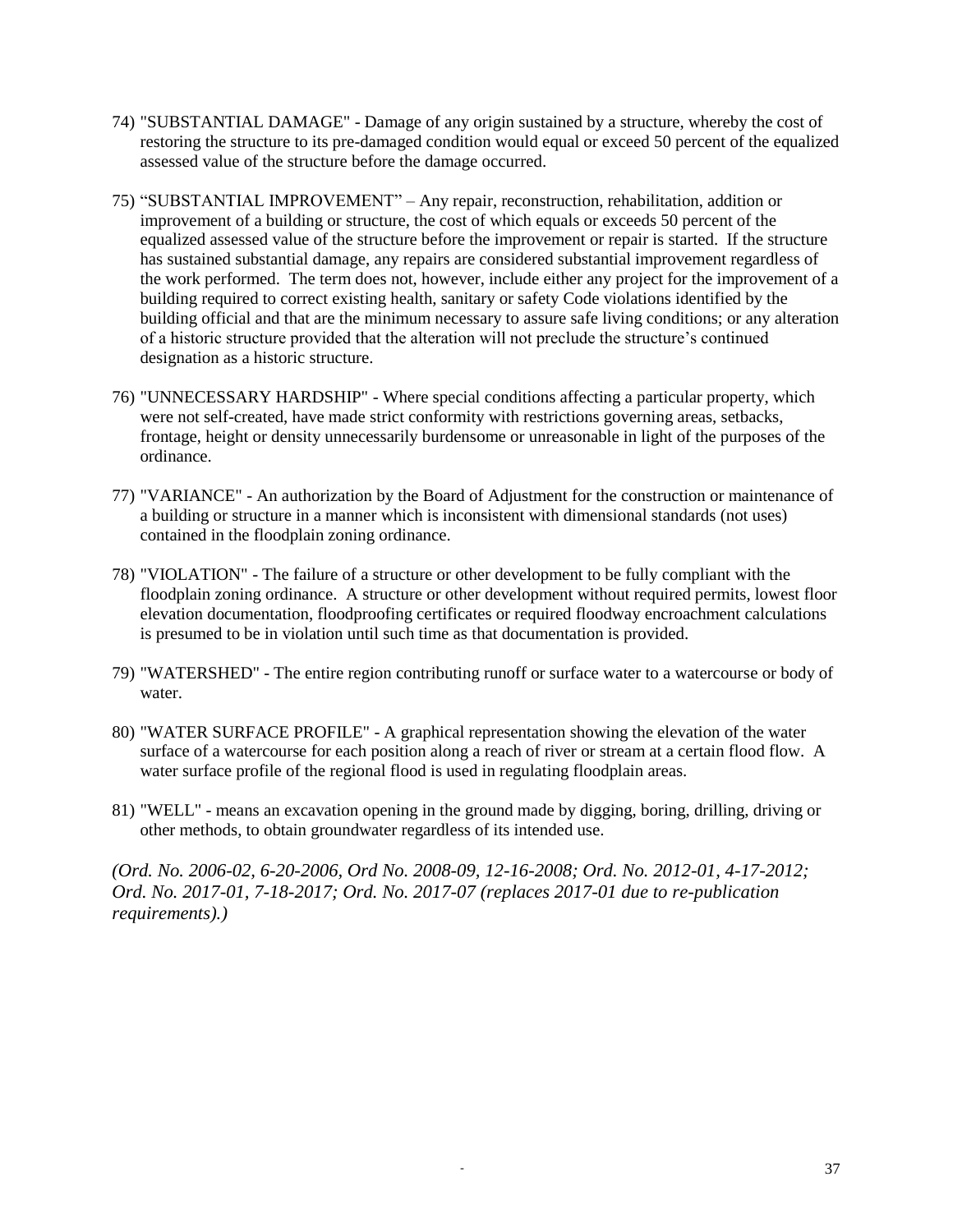74) "SUBSTANTIAL DAMAGE" - Damage of any origin sustained by a structure, whereby the cost of restoring the structure to its pre-damaged condition would equal or exceed 50 percent of the equalized assessed value of the structure before the damage occurred.

75) "SUBSTANTIAL IMPROVEMENT" – Any repair, reconstruction, rehabilitation, addition or improvement of a building or structure, the cost of which equals or exceeds 50 percent of the equalized assessed value of the structure before the improvement or repair is started. If the structure has sustained substantial damage, any repairs are considered substantial improvement regardless of the work performed. The term does not, however, include either any project for the improvement of a building required to correct existing health, sanitary or safety Code violations identified by the building official and that are the minimum necessary to assure safe living conditions; or any alteration of a historic structure provided that the alteration will not preclude the structure's continued designation as a historic structure.

76) "UNNECESSARY HARDSHIP" - Where special conditions affecting a particular property, which were not self-created, have made strict conformity with restrictions governing areas, setbacks, frontage, height or density unnecessarily burdensome or unreasonable in light of the purposes of the ordinance.

77) "VARIANCE" - An authorization by the Board of Adjustment for the construction or maintenance of a building or structure in a manner which is inconsistent with dimensional standards (not uses) contained in the floodplain zoning ordinance.

78) "VIOLATION" - The failure of a structure or other development to be fully compliant with the floodplain zoning ordinance. A structure or other development without required permits, lowest floor elevation documentation, floodproofing certificates or required floodway encroachment calculations is presumed to be in violation until such time as that documentation is provided.

79) "WATERSHED" - The entire region contributing runoff or surface water to a watercourse or body of water.

80) "WATER SURFACE PROFILE" - A graphical representation showing the elevation of the water surface of a watercourse for each position along a reach of river or stream at a certain flood flow. A water surface profile of the regional flood is used in regulating floodplain areas.

81) "WELL" - means an excavation opening in the ground made by digging, boring, drilling, driving or other methods, to obtain groundwater regardless of its intended use.

*(Ord. No. 2006-02, 6-20-2006, Ord No. 2008-09, 12-16-2008; Ord. No. 2012-01, 4-17-2012; Ord. No. 2017-01, 7-18-2017; Ord. No. 2017-07 (replaces 2017-01 due to re-publication requirements).)*